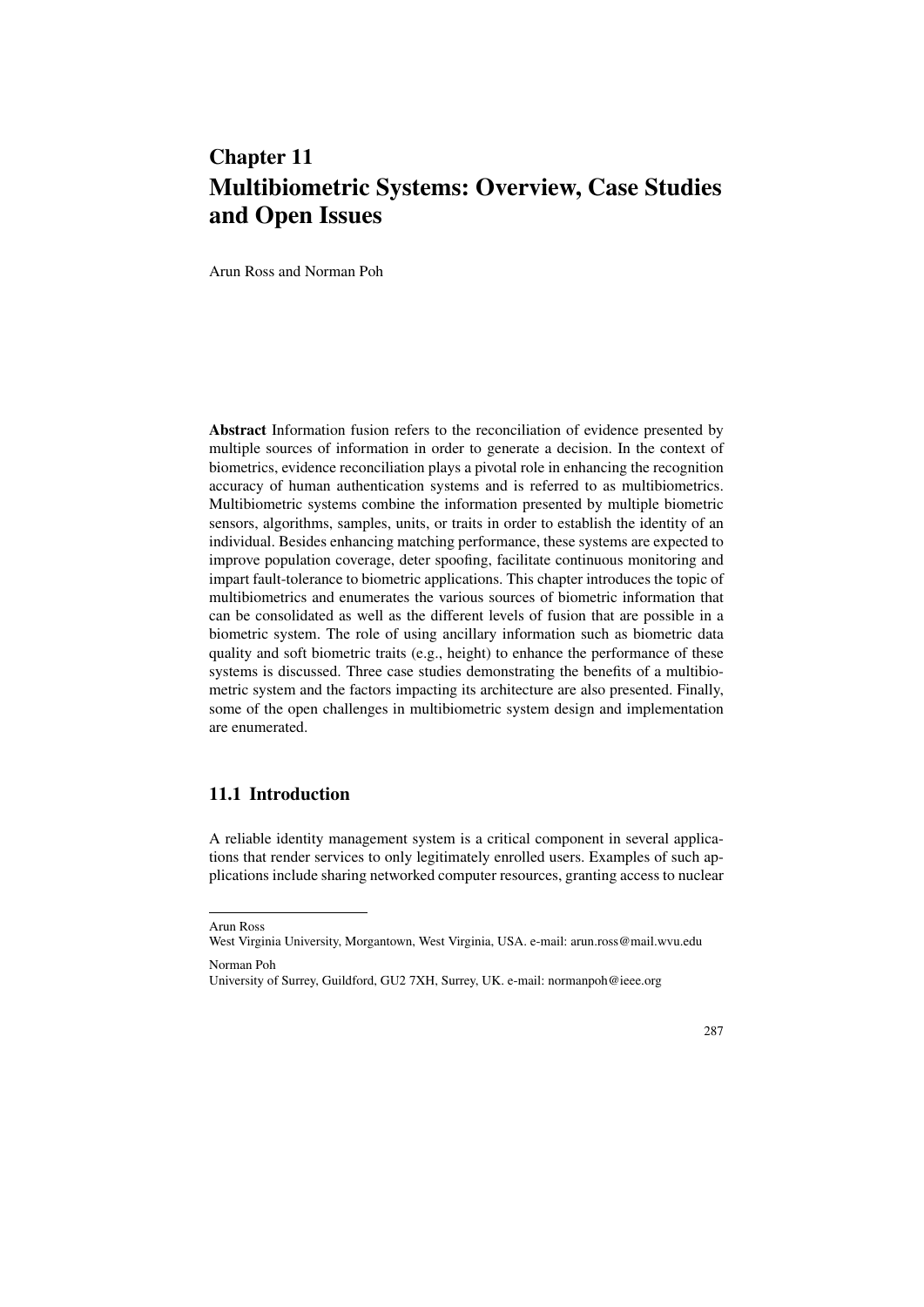# Chapter 11
# Multibiometric Systems: Overview, Case Studies and Open Issues

Arun Ross and Norman Poh

**Abstract** Information fusion refers to the reconciliation of evidence presented by multiple sources of information in order to generate a decision. In the context of biometrics, evidence reconciliation plays a pivotal role in enhancing the recognition accuracy of human authentication systems and is referred to as multibiometrics. Multibiometric systems combine the information presented by multiple biometric sensors, algorithms, samples, units, or traits in order to establish the identity of an individual. Besides enhancing matching performance, these systems are expected to improve population coverage, deter spoofing, facilitate continuous monitoring and impart fault-tolerance to biometric applications. This chapter introduces the topic of multibiometrics and enumerates the various sources of biometric information that can be consolidated as well as the different levels of fusion that are possible in a biometric system. The role of using ancillary information such as biometric data quality and soft biometric traits (e.g., height) to enhance the performance of these systems is discussed. Three case studies demonstrating the benefits of a multibiometric system and the factors impacting its architecture are also presented. Finally, some of the open challenges in multibiometric system design and implementation are enumerated.

## 11.1 Introduction

A reliable identity management system is a critical component in several applications that render services to only legitimately enrolled users. Examples of such applications include sharing networked computer resources, granting access to nuclear

---

Arun Ross
West Virginia University, Morgantown, West Virginia, USA. e-mail: arun.ross@mail.wvu.edu

Norman Poh
University of Surrey, Guildford, GU2 7XH, Surrey, UK. e-mail: normanpoh@ieee.org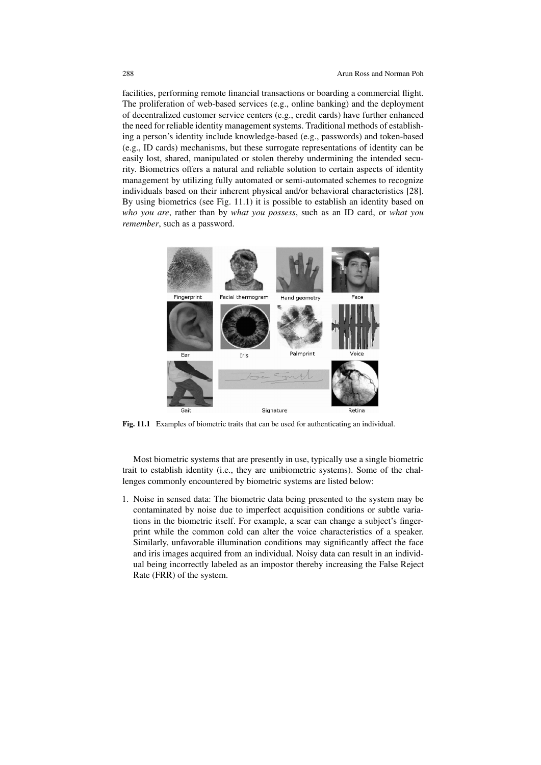facilities, performing remote financial transactions or boarding a commercial flight. The proliferation of web-based services (e.g., online banking) and the deployment of decentralized customer service centers (e.g., credit cards) have further enhanced the need for reliable identity management systems. Traditional methods of establishing a person's identity include knowledge-based (e.g., passwords) and token-based (e.g., ID cards) mechanisms, but these surrogate representations of identity can be easily lost, shared, manipulated or stolen thereby undermining the intended security. Biometrics offers a natural and reliable solution to certain aspects of identity management by utilizing fully automated or semi-automated schemes to recognize individuals based on their inherent physical and/or behavioral characteristics [28]. By using biometrics (see Fig. 11.1) it is possible to establish an identity based on *who you are*, rather than by *what you possess*, such as an ID card, or *what you remember*, such as a password.

**Fig. 11.1** Examples of biometric traits that can be used for authenticating an individual.

Most biometric systems that are presently in use, typically use a single biometric trait to establish identity (i.e., they are unibiometric systems). Some of the challenges commonly encountered by biometric systems are listed below:

1. Noise in sensed data: The biometric data being presented to the system may be contaminated by noise due to imperfect acquisition conditions or subtle variations in the biometric itself. For example, a scar can change a subject's fingerprint while the common cold can alter the voice characteristics of a speaker. Similarly, unfavorable illumination conditions may significantly affect the face and iris images acquired from an individual. Noisy data can result in an individual being incorrectly labeled as an impostor thereby increasing the False Reject Rate (FRR) of the system.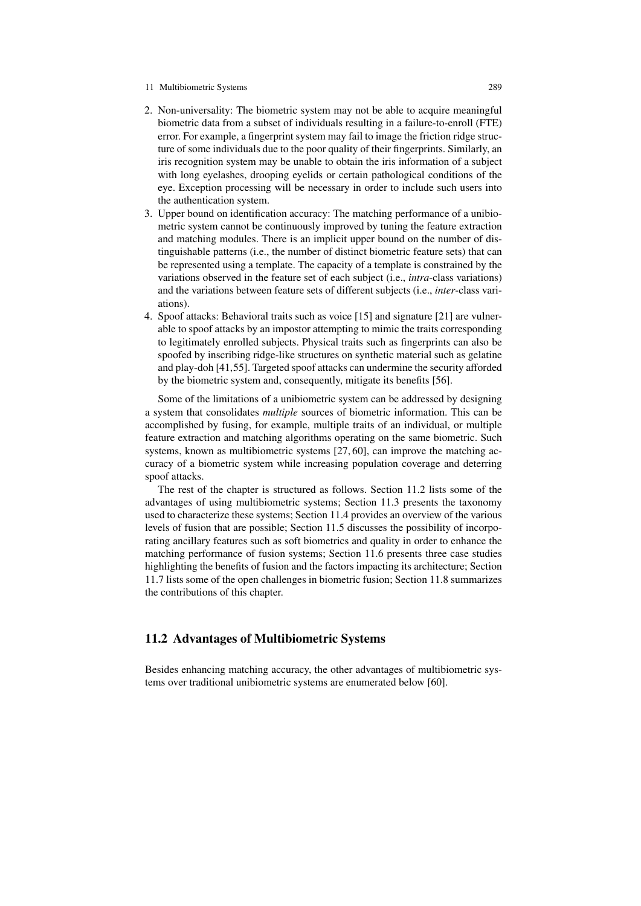2. Non-universality: The biometric system may not be able to acquire meaningful biometric data from a subset of individuals resulting in a failure-to-enroll (FTE) error. For example, a fingerprint system may fail to image the friction ridge structure of some individuals due to the poor quality of their fingerprints. Similarly, an iris recognition system may be unable to obtain the iris information of a subject with long eyelashes, drooping eyelids or certain pathological conditions of the eye. Exception processing will be necessary in order to include such users into the authentication system.
3. Upper bound on identification accuracy: The matching performance of a unibiometric system cannot be continuously improved by tuning the feature extraction and matching modules. There is an implicit upper bound on the number of distinguishable patterns (i.e., the number of distinct biometric feature sets) that can be represented using a template. The capacity of a template is constrained by the variations observed in the feature set of each subject (i.e., *intra*-class variations) and the variations between feature sets of different subjects (i.e., *inter*-class variations).
4. Spoof attacks: Behavioral traits such as voice [15] and signature [21] are vulnerable to spoof attacks by an impostor attempting to mimic the traits corresponding to legitimately enrolled subjects. Physical traits such as fingerprints can also be spoofed by inscribing ridge-like structures on synthetic material such as gelatine and play-doh [41,55]. Targeted spoof attacks can undermine the security afforded by the biometric system and, consequently, mitigate its benefits [56].

Some of the limitations of a unibiometric system can be addressed by designing a system that consolidates *multiple* sources of biometric information. This can be accomplished by fusing, for example, multiple traits of an individual, or multiple feature extraction and matching algorithms operating on the same biometric. Such systems, known as multibiometric systems [27, 60], can improve the matching accuracy of a biometric system while increasing population coverage and deterring spoof attacks.

The rest of the chapter is structured as follows. Section 11.2 lists some of the advantages of using multibiometric systems; Section 11.3 presents the taxonomy used to characterize these systems; Section 11.4 provides an overview of the various levels of fusion that are possible; Section 11.5 discusses the possibility of incorporating ancillary features such as soft biometrics and quality in order to enhance the matching performance of fusion systems; Section 11.6 presents three case studies highlighting the benefits of fusion and the factors impacting its architecture; Section 11.7 lists some of the open challenges in biometric fusion; Section 11.8 summarizes the contributions of this chapter.

## 11.2 Advantages of Multibiometric Systems

Besides enhancing matching accuracy, the other advantages of multibiometric systems over traditional unibiometric systems are enumerated below [60].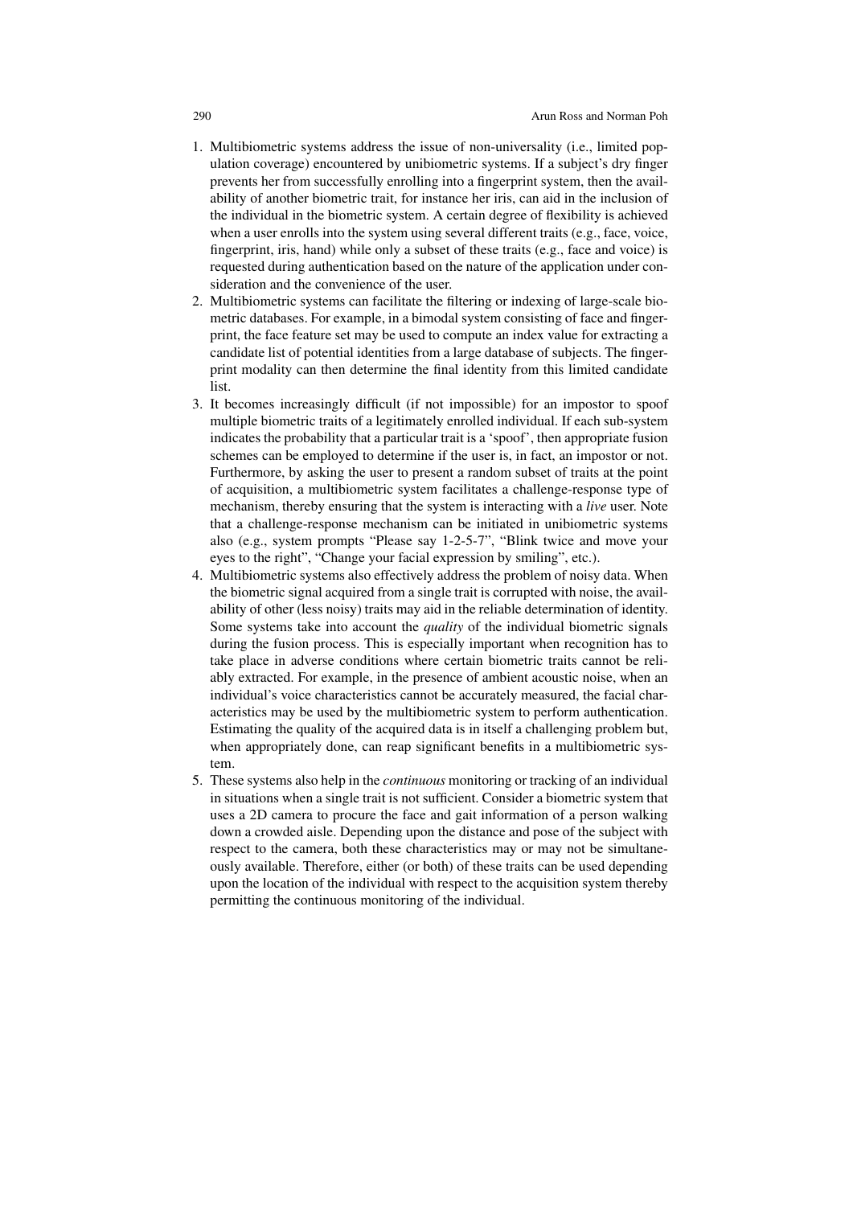1. Multibiometric systems address the issue of non-universality (i.e., limited population coverage) encountered by unibiometric systems. If a subject's dry finger prevents her from successfully enrolling into a fingerprint system, then the availability of another biometric trait, for instance her iris, can aid in the inclusion of the individual in the biometric system. A certain degree of flexibility is achieved when a user enrolls into the system using several different traits (e.g., face, voice, fingerprint, iris, hand) while only a subset of these traits (e.g., face and voice) is requested during authentication based on the nature of the application under consideration and the convenience of the user.
2. Multibiometric systems can facilitate the filtering or indexing of large-scale biometric databases. For example, in a bimodal system consisting of face and fingerprint, the face feature set may be used to compute an index value for extracting a candidate list of potential identities from a large database of subjects. The fingerprint modality can then determine the final identity from this limited candidate list.
3. It becomes increasingly difficult (if not impossible) for an impostor to spoof multiple biometric traits of a legitimately enrolled individual. If each sub-system indicates the probability that a particular trait is a 'spoof', then appropriate fusion schemes can be employed to determine if the user is, in fact, an impostor or not. Furthermore, by asking the user to present a random subset of traits at the point of acquisition, a multibiometric system facilitates a challenge-response type of mechanism, thereby ensuring that the system is interacting with a *live* user. Note that a challenge-response mechanism can be initiated in unibiometric systems also (e.g., system prompts "Please say 1-2-5-7", "Blink twice and move your eyes to the right", "Change your facial expression by smiling", etc.).
4. Multibiometric systems also effectively address the problem of noisy data. When the biometric signal acquired from a single trait is corrupted with noise, the availability of other (less noisy) traits may aid in the reliable determination of identity. Some systems take into account the *quality* of the individual biometric signals during the fusion process. This is especially important when recognition has to take place in adverse conditions where certain biometric traits cannot be reliably extracted. For example, in the presence of ambient acoustic noise, when an individual's voice characteristics cannot be accurately measured, the facial characteristics may be used by the multibiometric system to perform authentication. Estimating the quality of the acquired data is in itself a challenging problem but, when appropriately done, can reap significant benefits in a multibiometric system.
5. These systems also help in the *continuous* monitoring or tracking of an individual in situations when a single trait is not sufficient. Consider a biometric system that uses a 2D camera to procure the face and gait information of a person walking down a crowded aisle. Depending upon the distance and pose of the subject with respect to the camera, both these characteristics may or may not be simultaneously available. Therefore, either (or both) of these traits can be used depending upon the location of the individual with respect to the acquisition system thereby permitting the continuous monitoring of the individual.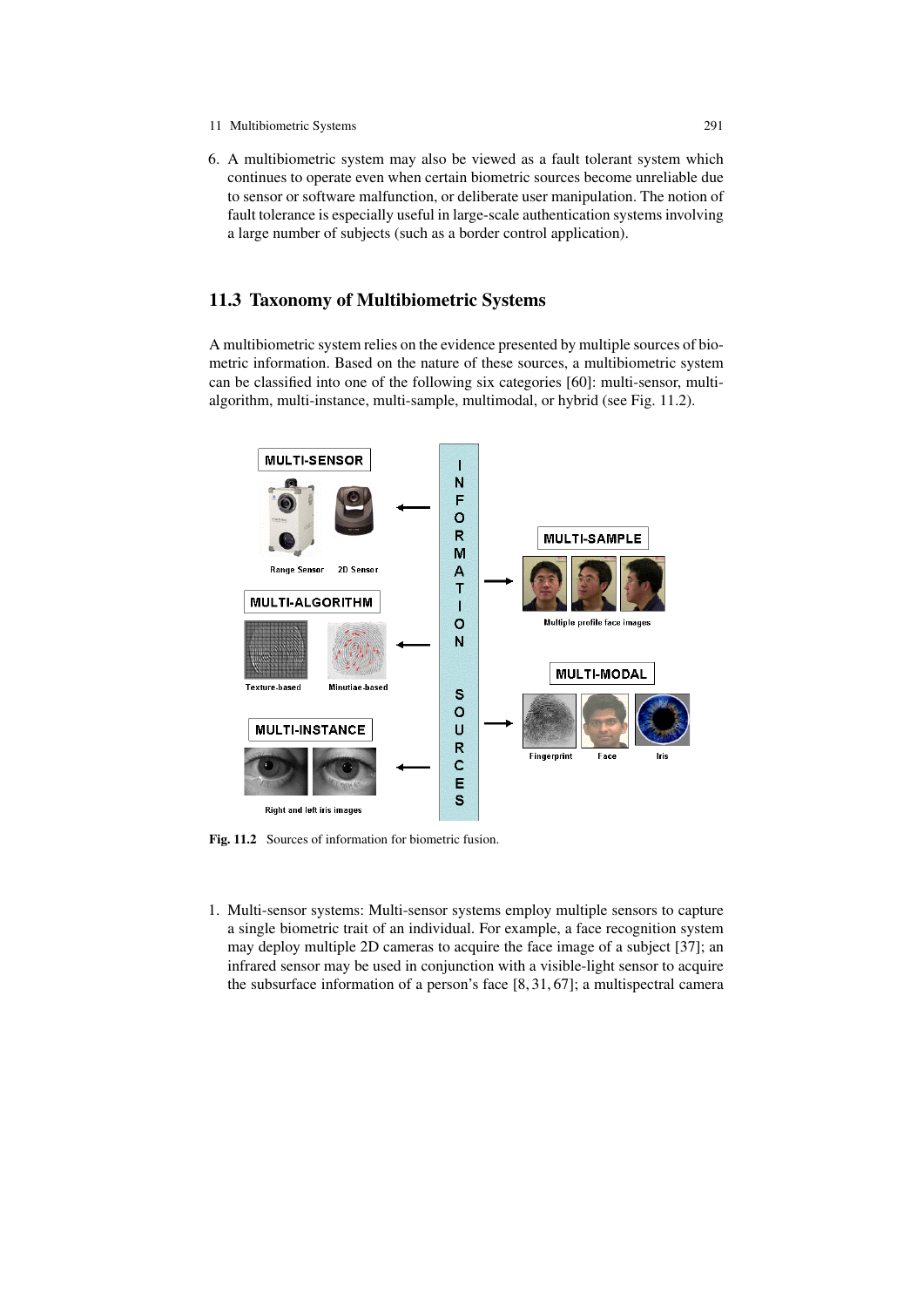6. A multibiometric system may also be viewed as a fault tolerant system which continues to operate even when certain biometric sources become unreliable due to sensor or software malfunction, or deliberate user manipulation. The notion of fault tolerance is especially useful in large-scale authentication systems involving a large number of subjects (such as a border control application).

## 11.3 Taxonomy of Multibiometric Systems

A multibiometric system relies on the evidence presented by multiple sources of biometric information. Based on the nature of these sources, a multibiometric system can be classified into one of the following six categories [60]: multi-sensor, multi-algorithm, multi-instance, multi-sample, multimodal, or hybrid (see Fig. 11.2).

**Fig. 11.2** Sources of information for biometric fusion.

1. Multi-sensor systems: Multi-sensor systems employ multiple sensors to capture a single biometric trait of an individual. For example, a face recognition system may deploy multiple 2D cameras to acquire the face image of a subject [37]; an infrared sensor may be used in conjunction with a visible-light sensor to acquire the subsurface information of a person's face [8, 31, 67]; a multispectral camera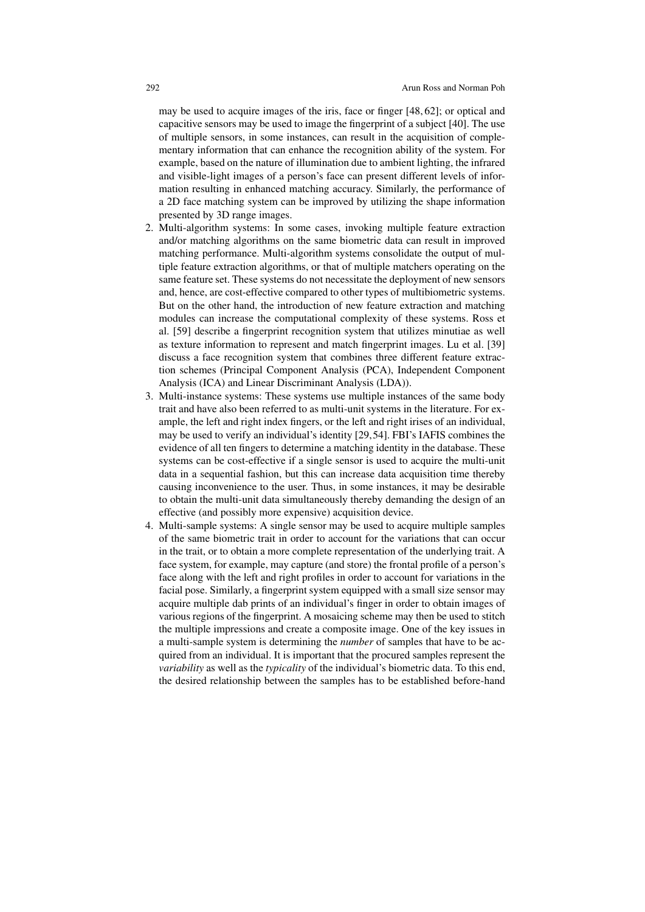may be used to acquire images of the iris, face or finger [48, 62]; or optical and capacitive sensors may be used to image the fingerprint of a subject [40]. The use of multiple sensors, in some instances, can result in the acquisition of complementary information that can enhance the recognition ability of the system. For example, based on the nature of illumination due to ambient lighting, the infrared and visible-light images of a person's face can present different levels of information resulting in enhanced matching accuracy. Similarly, the performance of a 2D face matching system can be improved by utilizing the shape information presented by 3D range images.

2. Multi-algorithm systems: In some cases, invoking multiple feature extraction and/or matching algorithms on the same biometric data can result in improved matching performance. Multi-algorithm systems consolidate the output of multiple feature extraction algorithms, or that of multiple matchers operating on the same feature set. These systems do not necessitate the deployment of new sensors and, hence, are cost-effective compared to other types of multibiometric systems. But on the other hand, the introduction of new feature extraction and matching modules can increase the computational complexity of these systems. Ross et al. [59] describe a fingerprint recognition system that utilizes minutiae as well as texture information to represent and match fingerprint images. Lu et al. [39] discuss a face recognition system that combines three different feature extraction schemes (Principal Component Analysis (PCA), Independent Component Analysis (ICA) and Linear Discriminant Analysis (LDA)).
3. Multi-instance systems: These systems use multiple instances of the same body trait and have also been referred to as multi-unit systems in the literature. For example, the left and right index fingers, or the left and right irises of an individual, may be used to verify an individual's identity [29, 54]. FBI's IAFIS combines the evidence of all ten fingers to determine a matching identity in the database. These systems can be cost-effective if a single sensor is used to acquire the multi-unit data in a sequential fashion, but this can increase data acquisition time thereby causing inconvenience to the user. Thus, in some instances, it may be desirable to obtain the multi-unit data simultaneously thereby demanding the design of an effective (and possibly more expensive) acquisition device.
4. Multi-sample systems: A single sensor may be used to acquire multiple samples of the same biometric trait in order to account for the variations that can occur in the trait, or to obtain a more complete representation of the underlying trait. A face system, for example, may capture (and store) the frontal profile of a person's face along with the left and right profiles in order to account for variations in the facial pose. Similarly, a fingerprint system equipped with a small size sensor may acquire multiple dab prints of an individual's finger in order to obtain images of various regions of the fingerprint. A mosaicing scheme may then be used to stitch the multiple impressions and create a composite image. One of the key issues in a multi-sample system is determining the *number* of samples that have to be acquired from an individual. It is important that the procured samples represent the *variability* as well as the *typicality* of the individual's biometric data. To this end, the desired relationship between the samples has to be established before-hand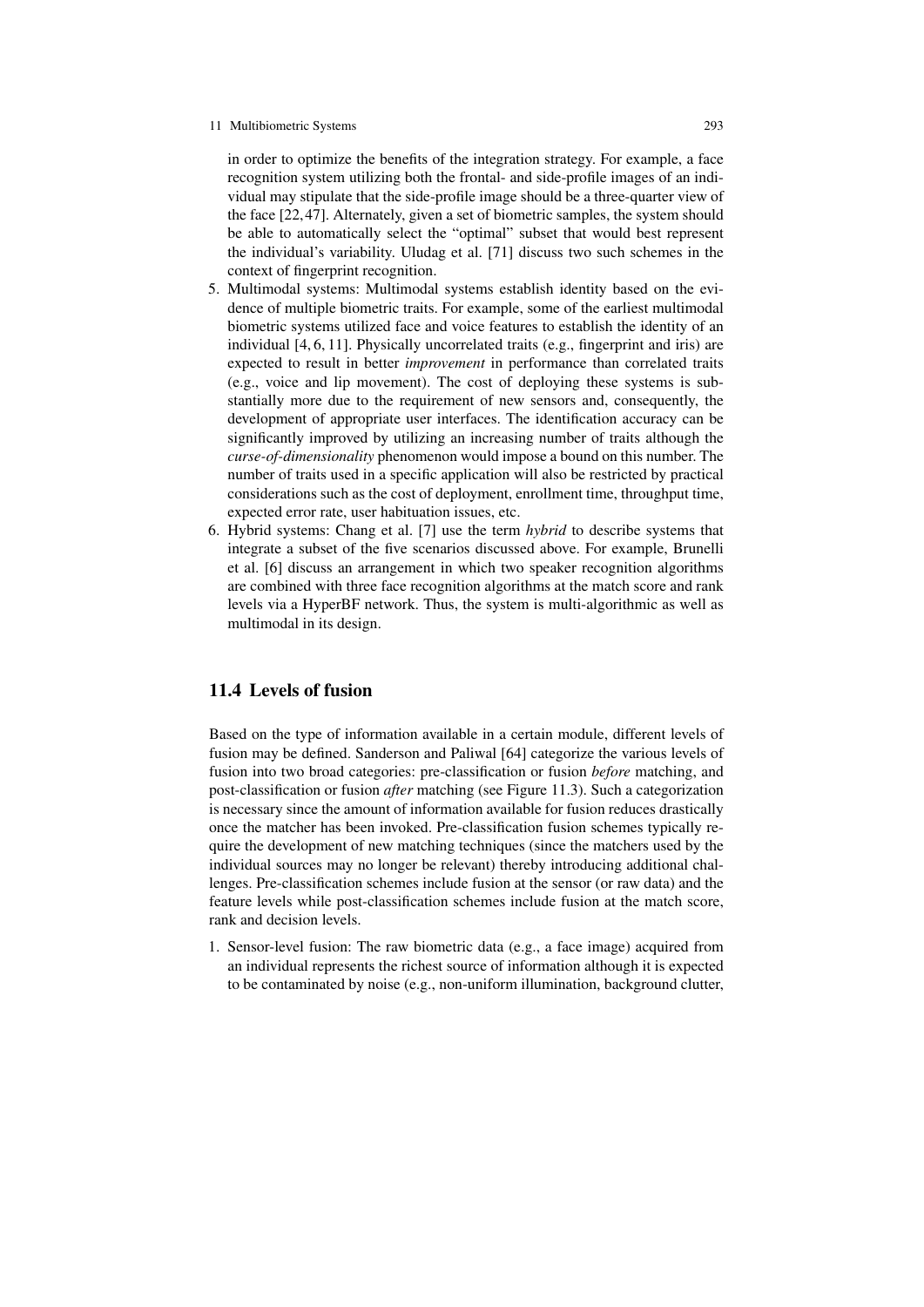in order to optimize the benefits of the integration strategy. For example, a face recognition system utilizing both the frontal- and side-profile images of an individual may stipulate that the side-profile image should be a three-quarter view of the face [22, 47]. Alternately, given a set of biometric samples, the system should be able to automatically select the "optimal" subset that would best represent the individual's variability. Uludag et al. [71] discuss two such schemes in the context of fingerprint recognition.

5. Multimodal systems: Multimodal systems establish identity based on the evidence of multiple biometric traits. For example, some of the earliest multimodal biometric systems utilized face and voice features to establish the identity of an individual [4, 6, 11]. Physically uncorrelated traits (e.g., fingerprint and iris) are expected to result in better *improvement* in performance than correlated traits (e.g., voice and lip movement). The cost of deploying these systems is substantially more due to the requirement of new sensors and, consequently, the development of appropriate user interfaces. The identification accuracy can be significantly improved by utilizing an increasing number of traits although the *curse-of-dimensionality* phenomenon would impose a bound on this number. The number of traits used in a specific application will also be restricted by practical considerations such as the cost of deployment, enrollment time, throughput time, expected error rate, user habituation issues, etc.
6. Hybrid systems: Chang et al. [7] use the term *hybrid* to describe systems that integrate a subset of the five scenarios discussed above. For example, Brunelli et al. [6] discuss an arrangement in which two speaker recognition algorithms are combined with three face recognition algorithms at the match score and rank levels via a HyperBF network. Thus, the system is multi-algorithmic as well as multimodal in its design.

## 11.4 Levels of fusion

Based on the type of information available in a certain module, different levels of fusion may be defined. Sanderson and Paliwal [64] categorize the various levels of fusion into two broad categories: pre-classification or fusion *before* matching, and post-classification or fusion *after* matching (see Figure 11.3). Such a categorization is necessary since the amount of information available for fusion reduces drastically once the matcher has been invoked. Pre-classification fusion schemes typically require the development of new matching techniques (since the matchers used by the individual sources may no longer be relevant) thereby introducing additional challenges. Pre-classification schemes include fusion at the sensor (or raw data) and the feature levels while post-classification schemes include fusion at the match score, rank and decision levels.

1. Sensor-level fusion: The raw biometric data (e.g., a face image) acquired from an individual represents the richest source of information although it is expected to be contaminated by noise (e.g., non-uniform illumination, background clutter,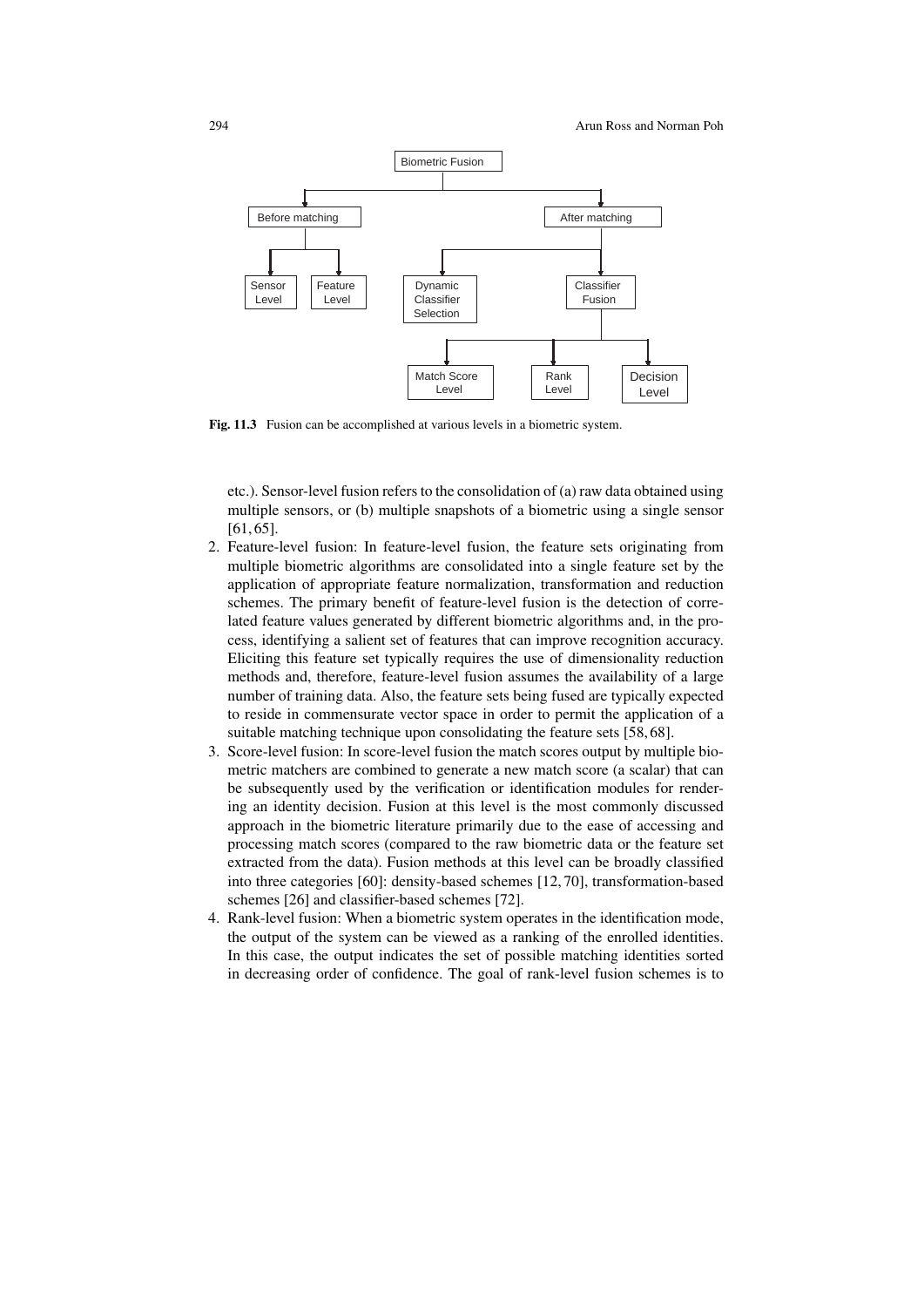Fig. 11.3 Fusion can be accomplished at various levels in a biometric system.

etc.). Sensor-level fusion refers to the consolidation of (a) raw data obtained using multiple sensors, or (b) multiple snapshots of a biometric using a single sensor [61, 65].

2. Feature-level fusion: In feature-level fusion, the feature sets originating from multiple biometric algorithms are consolidated into a single feature set by the application of appropriate feature normalization, transformation and reduction schemes. The primary benefit of feature-level fusion is the detection of correlated feature values generated by different biometric algorithms and, in the process, identifying a salient set of features that can improve recognition accuracy. Eliciting this feature set typically requires the use of dimensionality reduction methods and, therefore, feature-level fusion assumes the availability of a large number of training data. Also, the feature sets being fused are typically expected to reside in commensurate vector space in order to permit the application of a suitable matching technique upon consolidating the feature sets [58, 68].
3. Score-level fusion: In score-level fusion the match scores output by multiple biometric matchers are combined to generate a new match score (a scalar) that can be subsequently used by the verification or identification modules for rendering an identity decision. Fusion at this level is the most commonly discussed approach in the biometric literature primarily due to the ease of accessing and processing match scores (compared to the raw biometric data or the feature set extracted from the data). Fusion methods at this level can be broadly classified into three categories [60]: density-based schemes [12, 70], transformation-based schemes [26] and classifier-based schemes [72].
4. Rank-level fusion: When a biometric system operates in the identification mode, the output of the system can be viewed as a ranking of the enrolled identities. In this case, the output indicates the set of possible matching identities sorted in decreasing order of confidence. The goal of rank-level fusion schemes is to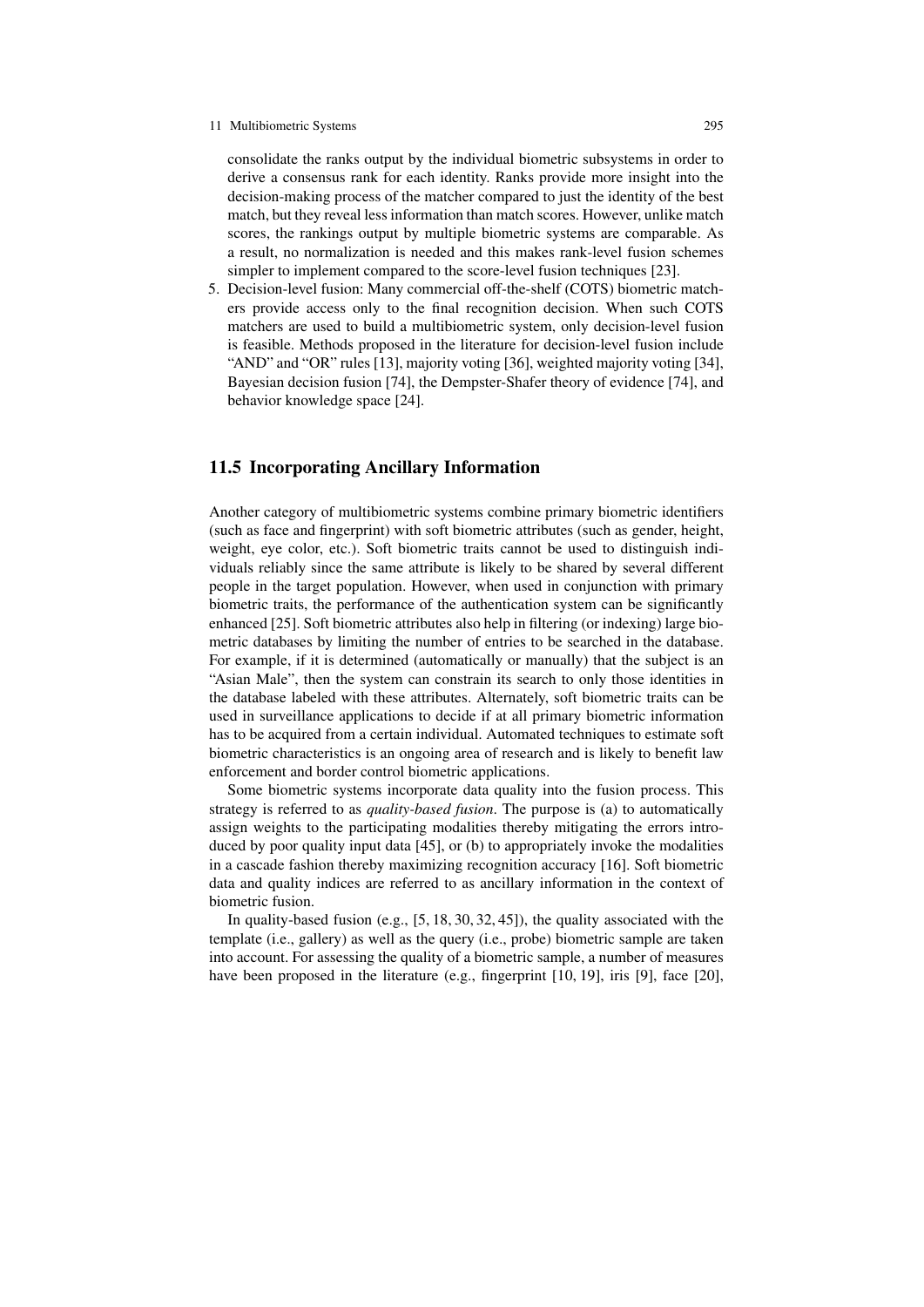consolidate the ranks output by the individual biometric subsystems in order to derive a consensus rank for each identity. Ranks provide more insight into the decision-making process of the matcher compared to just the identity of the best match, but they reveal less information than match scores. However, unlike match scores, the rankings output by multiple biometric systems are comparable. As a result, no normalization is needed and this makes rank-level fusion schemes simpler to implement compared to the score-level fusion techniques [23].

5. Decision-level fusion: Many commercial off-the-shelf (COTS) biometric matchers provide access only to the final recognition decision. When such COTS matchers are used to build a multibiometric system, only decision-level fusion is feasible. Methods proposed in the literature for decision-level fusion include "AND" and "OR" rules [13], majority voting [36], weighted majority voting [34], Bayesian decision fusion [74], the Dempster-Shafer theory of evidence [74], and behavior knowledge space [24].

## 11.5 Incorporating Ancillary Information

Another category of multibiometric systems combine primary biometric identifiers (such as face and fingerprint) with soft biometric attributes (such as gender, height, weight, eye color, etc.). Soft biometric traits cannot be used to distinguish individuals reliably since the same attribute is likely to be shared by several different people in the target population. However, when used in conjunction with primary biometric traits, the performance of the authentication system can be significantly enhanced [25]. Soft biometric attributes also help in filtering (or indexing) large biometric databases by limiting the number of entries to be searched in the database. For example, if it is determined (automatically or manually) that the subject is an "Asian Male", then the system can constrain its search to only those identities in the database labeled with these attributes. Alternately, soft biometric traits can be used in surveillance applications to decide if at all primary biometric information has to be acquired from a certain individual. Automated techniques to estimate soft biometric characteristics is an ongoing area of research and is likely to benefit law enforcement and border control biometric applications.

Some biometric systems incorporate data quality into the fusion process. This strategy is referred to as *quality-based fusion*. The purpose is (a) to automatically assign weights to the participating modalities thereby mitigating the errors introduced by poor quality input data [45], or (b) to appropriately invoke the modalities in a cascade fashion thereby maximizing recognition accuracy [16]. Soft biometric data and quality indices are referred to as ancillary information in the context of biometric fusion.

In quality-based fusion (e.g., [5, 18, 30, 32, 45]), the quality associated with the template (i.e., gallery) as well as the query (i.e., probe) biometric sample are taken into account. For assessing the quality of a biometric sample, a number of measures have been proposed in the literature (e.g., fingerprint [10, 19], iris [9], face [20],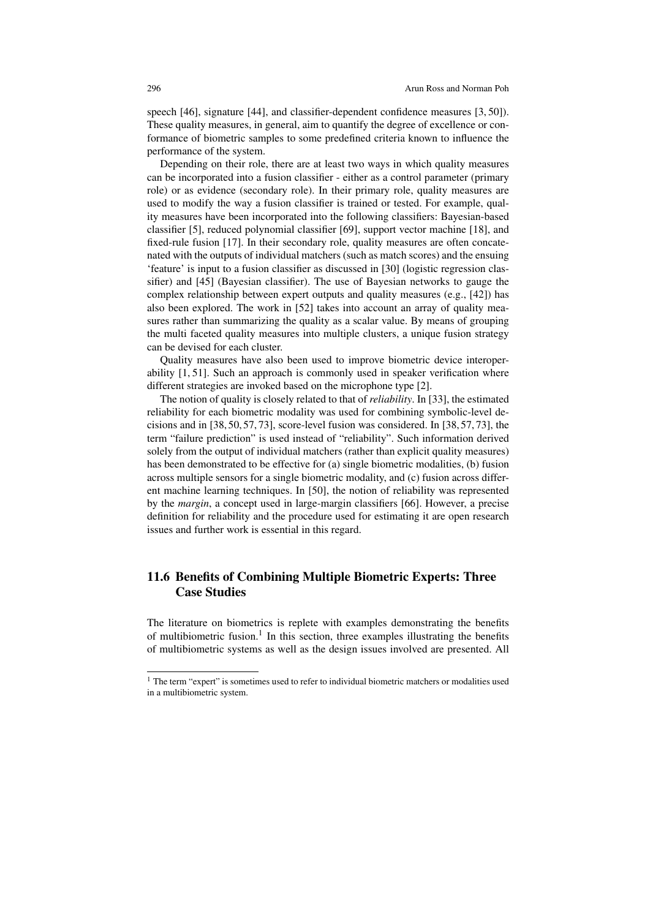speech [46], signature [44], and classifier-dependent confidence measures [3, 50]). These quality measures, in general, aim to quantify the degree of excellence or conformance of biometric samples to some predefined criteria known to influence the performance of the system.

Depending on their role, there are at least two ways in which quality measures can be incorporated into a fusion classifier - either as a control parameter (primary role) or as evidence (secondary role). In their primary role, quality measures are used to modify the way a fusion classifier is trained or tested. For example, quality measures have been incorporated into the following classifiers: Bayesian-based classifier [5], reduced polynomial classifier [69], support vector machine [18], and fixed-rule fusion [17]. In their secondary role, quality measures are often concatenated with the outputs of individual matchers (such as match scores) and the ensuing 'feature' is input to a fusion classifier as discussed in [30] (logistic regression classifier) and [45] (Bayesian classifier). The use of Bayesian networks to gauge the complex relationship between expert outputs and quality measures (e.g., [42]) has also been explored. The work in [52] takes into account an array of quality measures rather than summarizing the quality as a scalar value. By means of grouping the multi faceted quality measures into multiple clusters, a unique fusion strategy can be devised for each cluster.

Quality measures have also been used to improve biometric device interoperability [1, 51]. Such an approach is commonly used in speaker verification where different strategies are invoked based on the microphone type [2].

The notion of quality is closely related to that of *reliability*. In [33], the estimated reliability for each biometric modality was used for combining symbolic-level decisions and in [38, 50, 57, 73], score-level fusion was considered. In [38, 57, 73], the term "failure prediction" is used instead of "reliability". Such information derived solely from the output of individual matchers (rather than explicit quality measures) has been demonstrated to be effective for (a) single biometric modalities, (b) fusion across multiple sensors for a single biometric modality, and (c) fusion across different machine learning techniques. In [50], the notion of reliability was represented by the *margin*, a concept used in large-margin classifiers [66]. However, a precise definition for reliability and the procedure used for estimating it are open research issues and further work is essential in this regard.

## 11.6 Benefits of Combining Multiple Biometric Experts: Three Case Studies

The literature on biometrics is replete with examples demonstrating the benefits of multibiometric fusion.[1] In this section, three examples illustrating the benefits of multibiometric systems as well as the design issues involved are presented. All

---

[1] The term "expert" is sometimes used to refer to individual biometric matchers or modalities used in a multibiometric system.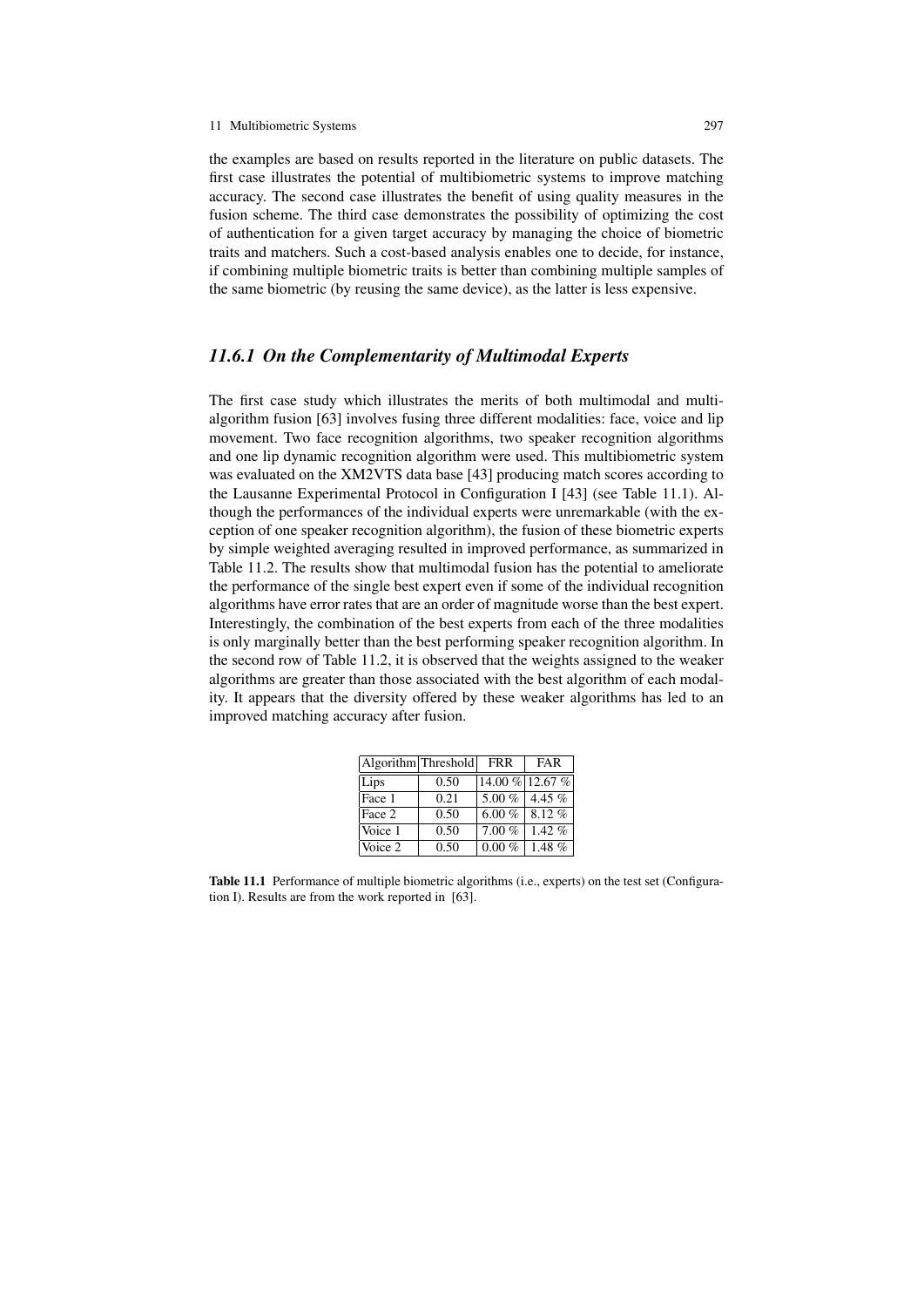the examples are based on results reported in the literature on public datasets. The first case illustrates the potential of multibiometric systems to improve matching accuracy. The second case illustrates the benefit of using quality measures in the fusion scheme. The third case demonstrates the possibility of optimizing the cost of authentication for a given target accuracy by managing the choice of biometric traits and matchers. Such a cost-based analysis enables one to decide, for instance, if combining multiple biometric traits is better than combining multiple samples of the same biometric (by reusing the same device), as the latter is less expensive.

### *11.6.1 On the Complementarity of Multimodal Experts*

The first case study which illustrates the merits of both multimodal and multi-algorithm fusion [63] involves fusing three different modalities: face, voice and lip movement. Two face recognition algorithms, two speaker recognition algorithms and one lip dynamic recognition algorithm were used. This multibiometric system was evaluated on the XM2VTS data base [43] producing match scores according to the Lausanne Experimental Protocol in Configuration I [43] (see Table 11.1). Although the performances of the individual experts were unremarkable (with the exception of one speaker recognition algorithm), the fusion of these biometric experts by simple weighted averaging resulted in improved performance, as summarized in Table 11.2. The results show that multimodal fusion has the potential to ameliorate the performance of the single best expert even if some of the individual recognition algorithms have error rates that are an order of magnitude worse than the best expert. Interestingly, the combination of the best experts from each of the three modalities is only marginally better than the best performing speaker recognition algorithm. In the second row of Table 11.2, it is observed that the weights assigned to the weaker algorithms are greater than those associated with the best algorithm of each modality. It appears that the diversity offered by these weaker algorithms has led to an improved matching accuracy after fusion.

| Algorithm | Threshold | FRR | FAR |
|---|---|---|---|
| Lips | 0.50 | 14.00 % | 12.67 % |
| Face 1 | 0.21 | 5.00 % | 4.45 % |
| Face 2 | 0.50 | 6.00 % | 8.12 % |
| Voice 1 | 0.50 | 7.00 % | 1.42 % |
| Voice 2 | 0.50 | 0.00 % | 1.48 % |

**Table 11.1** Performance of multiple biometric algorithms (i.e., experts) on the test set (Configuration I). Results are from the work reported in [63].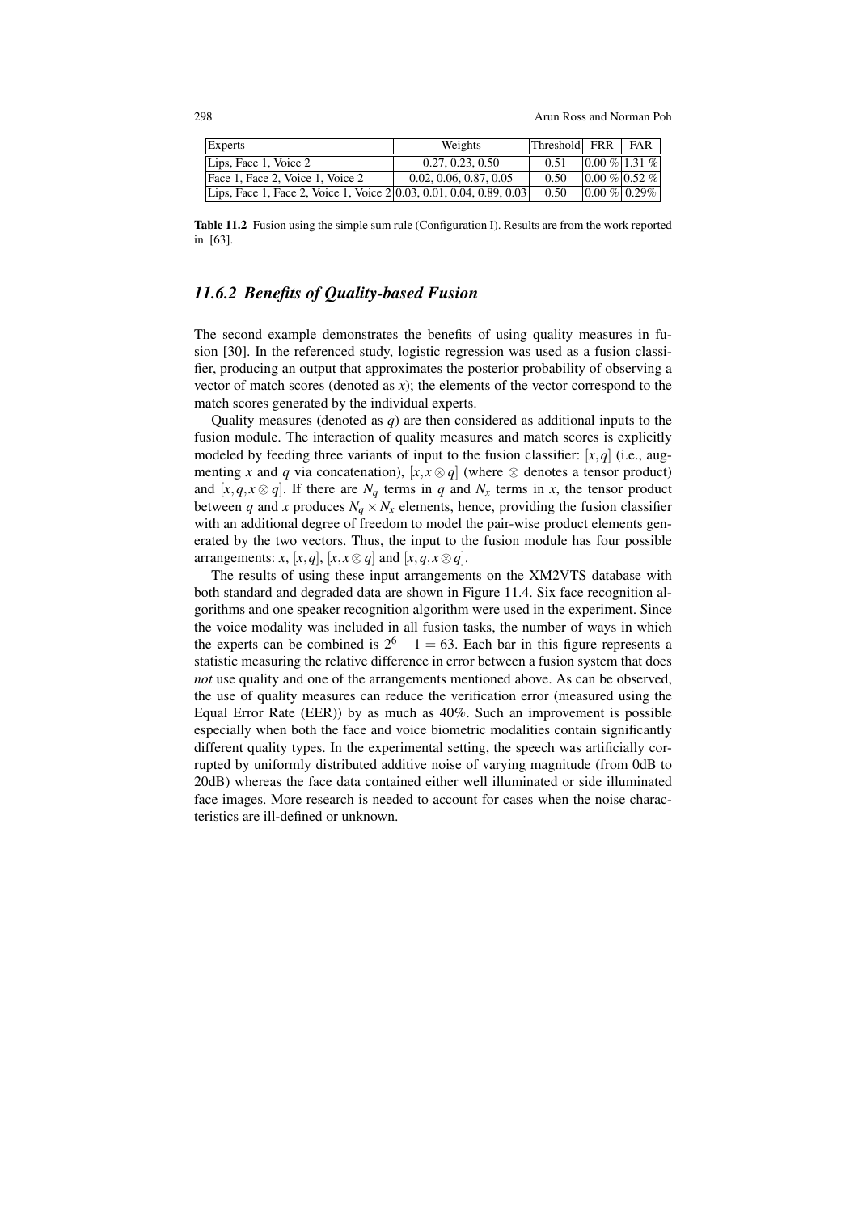| Experts | Weights | Threshold | FRR | FAR |
|---|---|---|---|---|
| Lips, Face 1, Voice 2 | 0.27, 0.23, 0.50 | 0.51 | 0.00 % | 1.31 % |
| Face 1, Face 2, Voice 1, Voice 2 | 0.02, 0.06, 0.87, 0.05 | 0.50 | 0.00 % | 0.52 % |
| Lips, Face 1, Face 2, Voice 1, Voice 2 | 0.03, 0.01, 0.04, 0.89, 0.03 | 0.50 | 0.00 % | 0.29% |

**Table 11.2** Fusion using the simple sum rule (Configuration I). Results are from the work reported in [63].

### *11.6.2 Benefits of Quality-based Fusion*

The second example demonstrates the benefits of using quality measures in fusion [30]. In the referenced study, logistic regression was used as a fusion classifier, producing an output that approximates the posterior probability of observing a vector of match scores (denoted as $x$); the elements of the vector correspond to the match scores generated by the individual experts.

Quality measures (denoted as $q$) are then considered as additional inputs to the fusion module. The interaction of quality measures and match scores is explicitly modeled by feeding three variants of input to the fusion classifier: $[x,q]$ (i.e., augmenting $x$ and $q$ via concatenation), $[x, x \otimes q]$ (where $\otimes$ denotes a tensor product) and $[x, q, x \otimes q]$. If there are $N_q$ terms in $q$ and $N_x$ terms in $x$, the tensor product between $q$ and $x$ produces $N_q \times N_x$ elements, hence, providing the fusion classifier with an additional degree of freedom to model the pair-wise product elements generated by the two vectors. Thus, the input to the fusion module has four possible arrangements: $x$, $[x,q]$, $[x, x \otimes q]$ and $[x, q, x \otimes q]$.

The results of using these input arrangements on the XM2VTS database with both standard and degraded data are shown in Figure 11.4. Six face recognition algorithms and one speaker recognition algorithm were used in the experiment. Since the voice modality was included in all fusion tasks, the number of ways in which the experts can be combined is $2^6 - 1 = 63$. Each bar in this figure represents a statistic measuring the relative difference in error between a fusion system that does *not* use quality and one of the arrangements mentioned above. As can be observed, the use of quality measures can reduce the verification error (measured using the Equal Error Rate (EER)) by as much as 40%. Such an improvement is possible especially when both the face and voice biometric modalities contain significantly different quality types. In the experimental setting, the speech was artificially corrupted by uniformly distributed additive noise of varying magnitude (from 0dB to 20dB) whereas the face data contained either well illuminated or side illuminated face images. More research is needed to account for cases when the noise characteristics are ill-defined or unknown.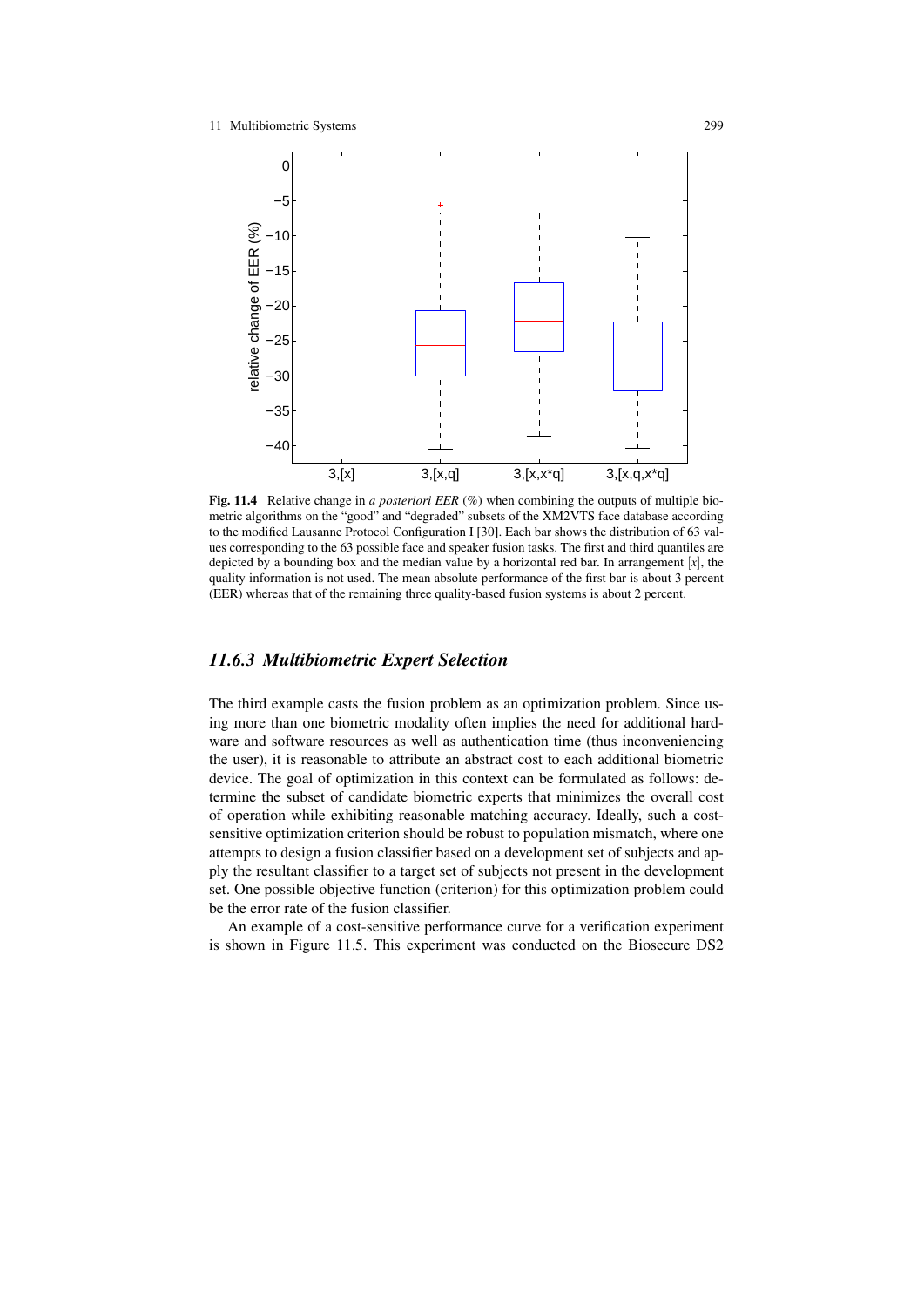**Fig. 11.4** Relative change in *a posteriori EER* (%) when combining the outputs of multiple biometric algorithms on the "good" and "degraded" subsets of the XM2VTS face database according to the modified Lausanne Protocol Configuration I [30]. Each bar shows the distribution of 63 values corresponding to the 63 possible face and speaker fusion tasks. The first and third quantiles are depicted by a bounding box and the median value by a horizontal red bar. In arrangement $[x]$, the quality information is not used. The mean absolute performance of the first bar is about 3 percent (EER) whereas that of the remaining three quality-based fusion systems is about 2 percent.

### *11.6.3 Multibiometric Expert Selection*

The third example casts the fusion problem as an optimization problem. Since using more than one biometric modality often implies the need for additional hardware and software resources as well as authentication time (thus inconveniencing the user), it is reasonable to attribute an abstract cost to each additional biometric device. The goal of optimization in this context can be formulated as follows: determine the subset of candidate biometric experts that minimizes the overall cost of operation while exhibiting reasonable matching accuracy. Ideally, such a cost-sensitive optimization criterion should be robust to population mismatch, where one attempts to design a fusion classifier based on a development set of subjects and apply the resultant classifier to a target set of subjects not present in the development set. One possible objective function (criterion) for this optimization problem could be the error rate of the fusion classifier.

An example of a cost-sensitive performance curve for a verification experiment is shown in Figure 11.5. This experiment was conducted on the Biosecure DS2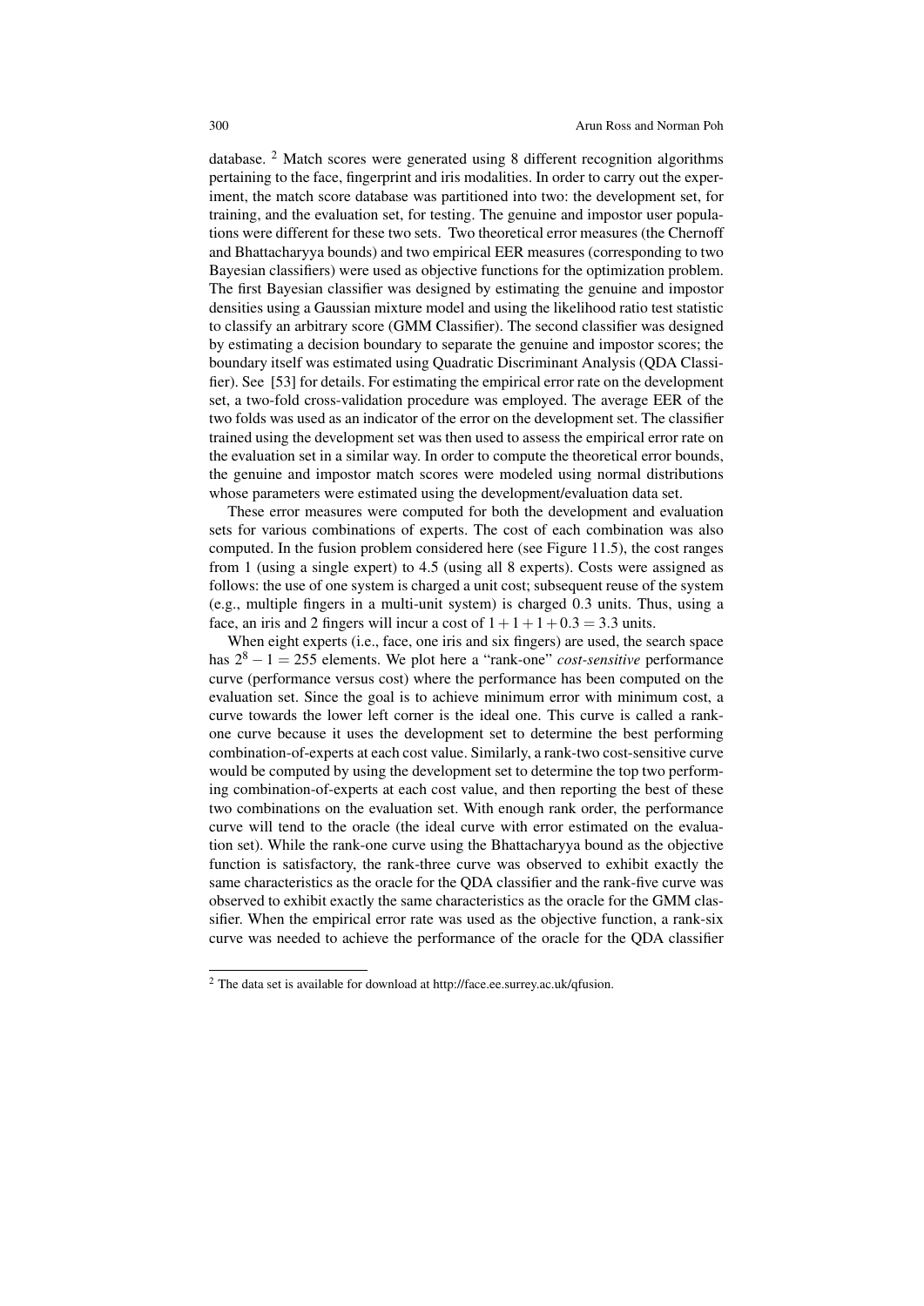database. [2] Match scores were generated using 8 different recognition algorithms pertaining to the face, fingerprint and iris modalities. In order to carry out the experiment, the match score database was partitioned into two: the development set, for training, and the evaluation set, for testing. The genuine and impostor user populations were different for these two sets. Two theoretical error measures (the Chernoff and Bhattacharyya bounds) and two empirical EER measures (corresponding to two Bayesian classifiers) were used as objective functions for the optimization problem. The first Bayesian classifier was designed by estimating the genuine and impostor densities using a Gaussian mixture model and using the likelihood ratio test statistic to classify an arbitrary score (GMM Classifier). The second classifier was designed by estimating a decision boundary to separate the genuine and impostor scores; the boundary itself was estimated using Quadratic Discriminant Analysis (QDA Classifier). See [53] for details. For estimating the empirical error rate on the development set, a two-fold cross-validation procedure was employed. The average EER of the two folds was used as an indicator of the error on the development set. The classifier trained using the development set was then used to assess the empirical error rate on the evaluation set in a similar way. In order to compute the theoretical error bounds, the genuine and impostor match scores were modeled using normal distributions whose parameters were estimated using the development/evaluation data set.

These error measures were computed for both the development and evaluation sets for various combinations of experts. The cost of each combination was also computed. In the fusion problem considered here (see Figure 11.5), the cost ranges from 1 (using a single expert) to 4.5 (using all 8 experts). Costs were assigned as follows: the use of one system is charged a unit cost; subsequent reuse of the system (e.g., multiple fingers in a multi-unit system) is charged 0.3 units. Thus, using a face, an iris and 2 fingers will incur a cost of $1+1+1+0.3 = 3.3$ units.

When eight experts (i.e., face, one iris and six fingers) are used, the search space has $2^8 - 1 = 255$ elements. We plot here a "rank-one" *cost-sensitive* performance curve (performance versus cost) where the performance has been computed on the evaluation set. Since the goal is to achieve minimum error with minimum cost, a curve towards the lower left corner is the ideal one. This curve is called a rank-one curve because it uses the development set to determine the best performing combination-of-experts at each cost value. Similarly, a rank-two cost-sensitive curve would be computed by using the development set to determine the top two performing combination-of-experts at each cost value, and then reporting the best of these two combinations on the evaluation set. With enough rank order, the performance curve will tend to the oracle (the ideal curve with error estimated on the evaluation set). While the rank-one curve using the Bhattacharyya bound as the objective function is satisfactory, the rank-three curve was observed to exhibit exactly the same characteristics as the oracle for the QDA classifier and the rank-five curve was observed to exhibit exactly the same characteristics as the oracle for the GMM classifier. When the empirical error rate was used as the objective function, a rank-six curve was needed to achieve the performance of the oracle for the QDA classifier

[2] The data set is available for download at http://face.ee.surrey.ac.uk/qfusion.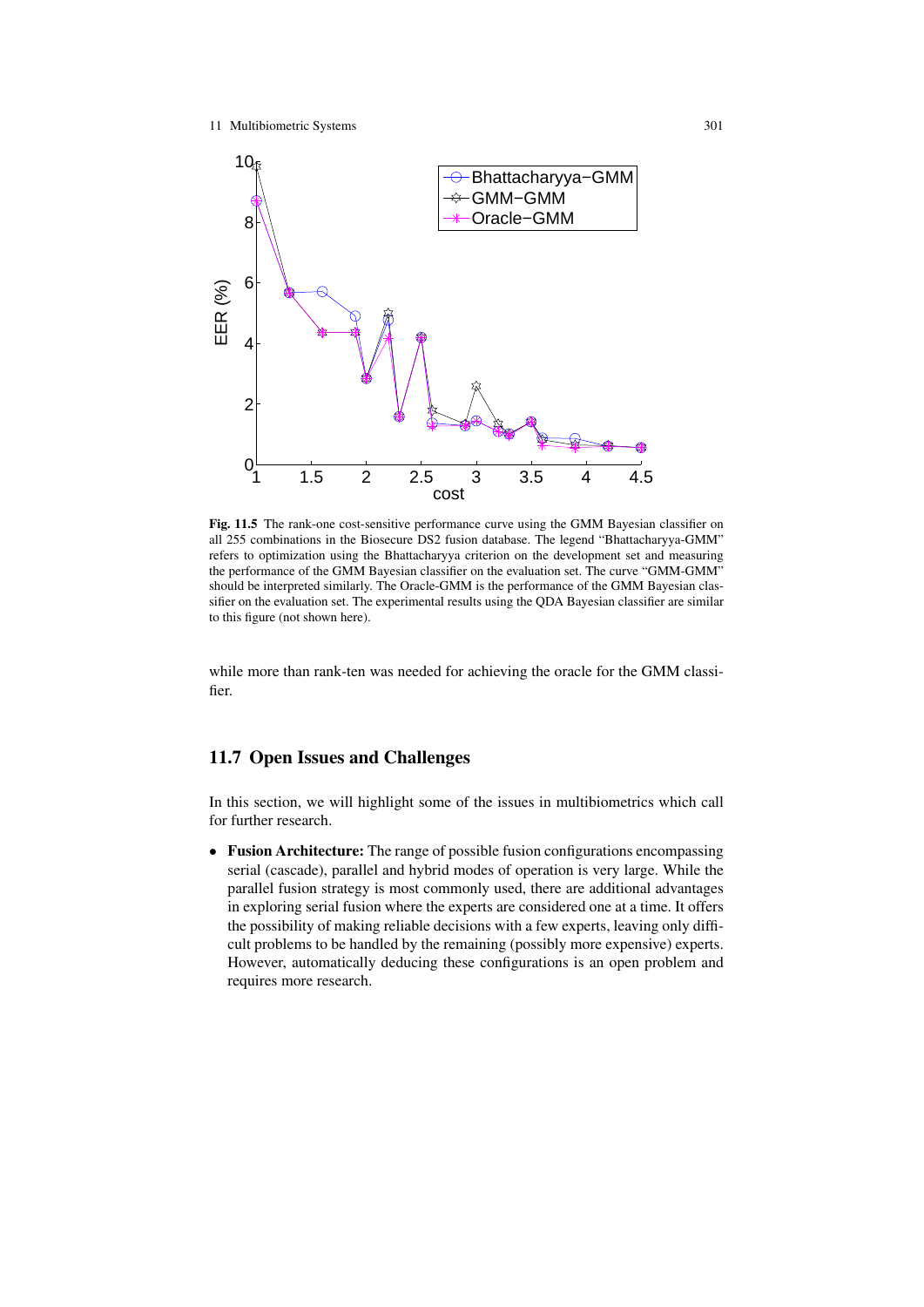**Fig. 11.5** The rank-one cost-sensitive performance curve using the GMM Bayesian classifier on all 255 combinations in the Biosecure DS2 fusion database. The legend "Bhattacharyya-GMM" refers to optimization using the Bhattacharyya criterion on the development set and measuring the performance of the GMM Bayesian classifier on the evaluation set. The curve "GMM-GMM" should be interpreted similarly. The Oracle-GMM is the performance of the GMM Bayesian classifier on the evaluation set. The experimental results using the QDA Bayesian classifier are similar to this figure (not shown here).

while more than rank-ten was needed for achieving the oracle for the GMM classifier.

## 11.7 Open Issues and Challenges

In this section, we will highlight some of the issues in multibiometrics which call for further research.

- **Fusion Architecture:** The range of possible fusion configurations encompassing serial (cascade), parallel and hybrid modes of operation is very large. While the parallel fusion strategy is most commonly used, there are additional advantages in exploring serial fusion where the experts are considered one at a time. It offers the possibility of making reliable decisions with a few experts, leaving only difficult problems to be handled by the remaining (possibly more expensive) experts. However, automatically deducing these configurations is an open problem and requires more research.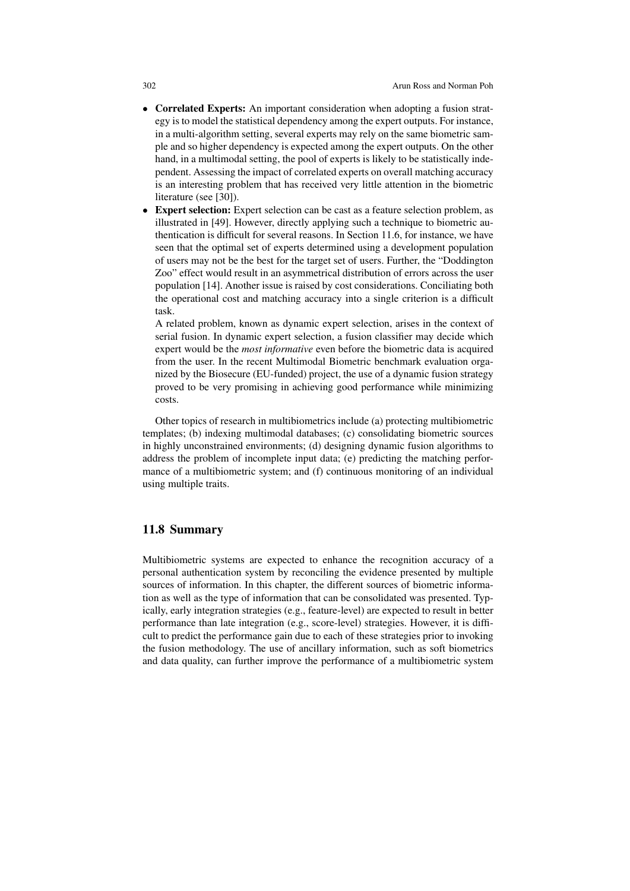- **Correlated Experts:** An important consideration when adopting a fusion strategy is to model the statistical dependency among the expert outputs. For instance, in a multi-algorithm setting, several experts may rely on the same biometric sample and so higher dependency is expected among the expert outputs. On the other hand, in a multimodal setting, the pool of experts is likely to be statistically independent. Assessing the impact of correlated experts on overall matching accuracy is an interesting problem that has received very little attention in the biometric literature (see [30]).
- **Expert selection:** Expert selection can be cast as a feature selection problem, as illustrated in [49]. However, directly applying such a technique to biometric authentication is difficult for several reasons. In Section 11.6, for instance, we have seen that the optimal set of experts determined using a development population of users may not be the best for the target set of users. Further, the "Doddington Zoo" effect would result in an asymmetrical distribution of errors across the user population [14]. Another issue is raised by cost considerations. Conciliating both the operational cost and matching accuracy into a single criterion is a difficult task.

  A related problem, known as dynamic expert selection, arises in the context of serial fusion. In dynamic expert selection, a fusion classifier may decide which expert would be the *most informative* even before the biometric data is acquired from the user. In the recent Multimodal Biometric benchmark evaluation organized by the Biosecure (EU-funded) project, the use of a dynamic fusion strategy proved to be very promising in achieving good performance while minimizing costs.

Other topics of research in multibiometrics include (a) protecting multibiometric templates; (b) indexing multimodal databases; (c) consolidating biometric sources in highly unconstrained environments; (d) designing dynamic fusion algorithms to address the problem of incomplete input data; (e) predicting the matching performance of a multibiometric system; and (f) continuous monitoring of an individual using multiple traits.

## 11.8 Summary

Multibiometric systems are expected to enhance the recognition accuracy of a personal authentication system by reconciling the evidence presented by multiple sources of information. In this chapter, the different sources of biometric information as well as the type of information that can be consolidated was presented. Typically, early integration strategies (e.g., feature-level) are expected to result in better performance than late integration (e.g., score-level) strategies. However, it is difficult to predict the performance gain due to each of these strategies prior to invoking the fusion methodology. The use of ancillary information, such as soft biometrics and data quality, can further improve the performance of a multibiometric system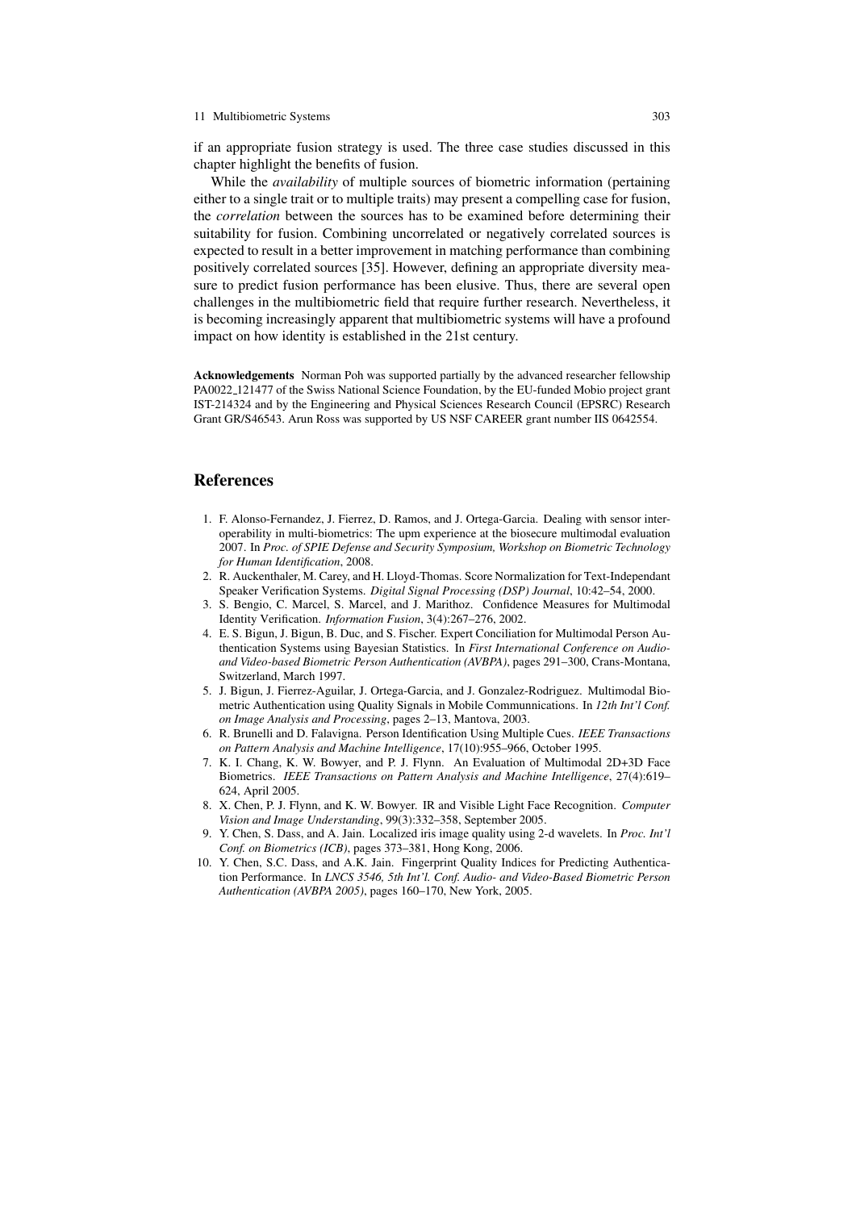if an appropriate fusion strategy is used. The three case studies discussed in this chapter highlight the benefits of fusion.

While the *availability* of multiple sources of biometric information (pertaining either to a single trait or to multiple traits) may present a compelling case for fusion, the *correlation* between the sources has to be examined before determining their suitability for fusion. Combining uncorrelated or negatively correlated sources is expected to result in a better improvement in matching performance than combining positively correlated sources [35]. However, defining an appropriate diversity measure to predict fusion performance has been elusive. Thus, there are several open challenges in the multibiometric field that require further research. Nevertheless, it is becoming increasingly apparent that multibiometric systems will have a profound impact on how identity is established in the 21st century.

**Acknowledgements** Norman Poh was supported partially by the advanced researcher fellowship PA0022_121477 of the Swiss National Science Foundation, by the EU-funded Mobio project grant IST-214324 and by the Engineering and Physical Sciences Research Council (EPSRC) Research Grant GR/S46543. Arun Ross was supported by US NSF CAREER grant number IIS 0642554.

## References

1. F. Alonso-Fernandez, J. Fierrez, D. Ramos, and J. Ortega-Garcia. Dealing with sensor interoperability in multi-biometrics: The upm experience at the biosecure multimodal evaluation 2007. In *Proc. of SPIE Defense and Security Symposium, Workshop on Biometric Technology for Human Identification*, 2008.
2. R. Auckenthaler, M. Carey, and H. Lloyd-Thomas. Score Normalization for Text-Independant Speaker Verification Systems. *Digital Signal Processing (DSP) Journal*, 10:42–54, 2000.
3. S. Bengio, C. Marcel, S. Marcel, and J. Marithoz. Confidence Measures for Multimodal Identity Verification. *Information Fusion*, 3(4):267–276, 2002.
4. E. S. Bigun, J. Bigun, B. Duc, and S. Fischer. Expert Conciliation for Multimodal Person Authentication Systems using Bayesian Statistics. In *First International Conference on Audio- and Video-based Biometric Person Authentication (AVBPA)*, pages 291–300, Crans-Montana, Switzerland, March 1997.
5. J. Bigun, J. Fierrez-Aguilar, J. Ortega-Garcia, and J. Gonzalez-Rodriguez. Multimodal Biometric Authentication using Quality Signals in Mobile Communnications. In *12th Int'l Conf. on Image Analysis and Processing*, pages 2–13, Mantova, 2003.
6. R. Brunelli and D. Falavigna. Person Identification Using Multiple Cues. *IEEE Transactions on Pattern Analysis and Machine Intelligence*, 17(10):955–966, October 1995.
7. K. I. Chang, K. W. Bowyer, and P. J. Flynn. An Evaluation of Multimodal 2D+3D Face Biometrics. *IEEE Transactions on Pattern Analysis and Machine Intelligence*, 27(4):619–624, April 2005.
8. X. Chen, P. J. Flynn, and K. W. Bowyer. IR and Visible Light Face Recognition. *Computer Vision and Image Understanding*, 99(3):332–358, September 2005.
9. Y. Chen, S. Dass, and A. Jain. Localized iris image quality using 2-d wavelets. In *Proc. Int'l Conf. on Biometrics (ICB)*, pages 373–381, Hong Kong, 2006.
10. Y. Chen, S.C. Dass, and A.K. Jain. Fingerprint Quality Indices for Predicting Authentication Performance. In *LNCS 3546, 5th Int'l. Conf. Audio- and Video-Based Biometric Person Authentication (AVBPA 2005)*, pages 160–170, New York, 2005.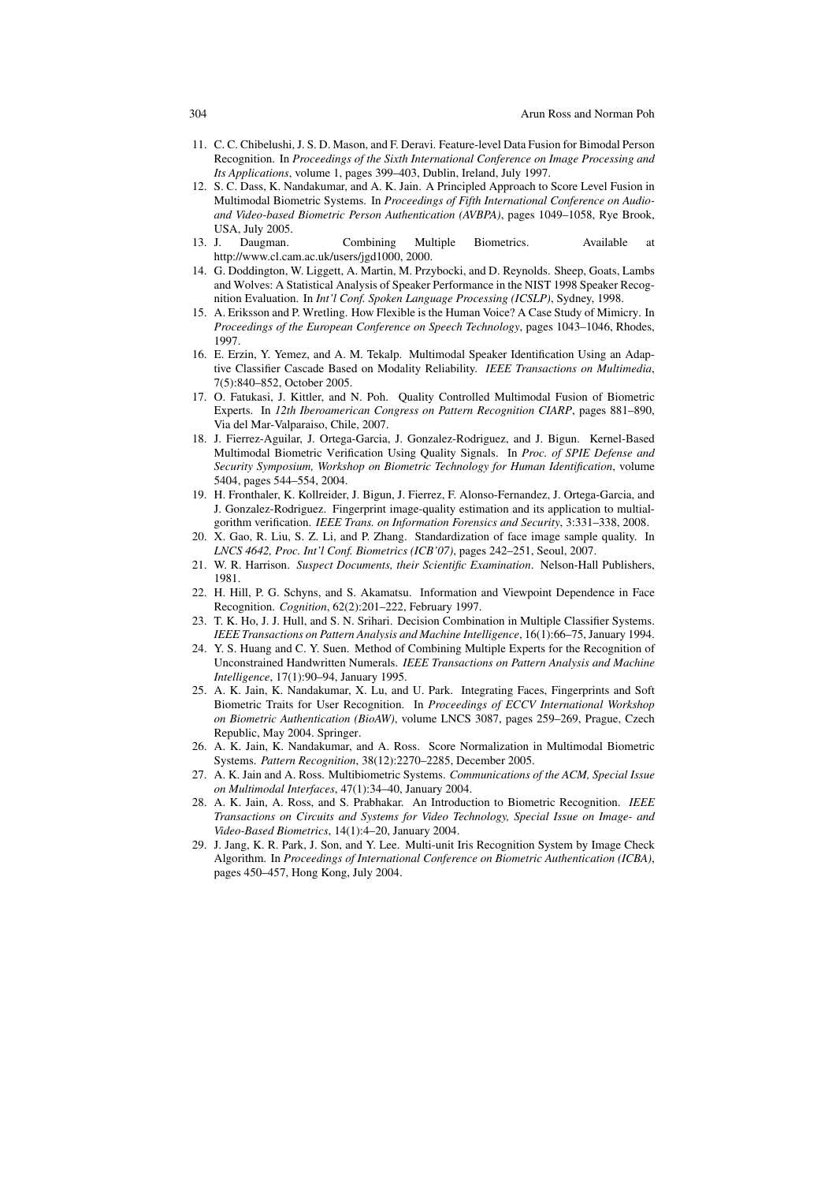11. C. C. Chibelushi, J. S. D. Mason, and F. Deravi. Feature-level Data Fusion for Bimodal Person Recognition. In *Proceedings of the Sixth International Conference on Image Processing and Its Applications*, volume 1, pages 399–403, Dublin, Ireland, July 1997.
12. S. C. Dass, K. Nandakumar, and A. K. Jain. A Principled Approach to Score Level Fusion in Multimodal Biometric Systems. In *Proceedings of Fifth International Conference on Audio- and Video-based Biometric Person Authentication (AVBPA)*, pages 1049–1058, Rye Brook, USA, July 2005.
13. J. Daugman. Combining Multiple Biometrics. Available at http://www.cl.cam.ac.uk/users/jgd1000, 2000.
14. G. Doddington, W. Liggett, A. Martin, M. Przybocki, and D. Reynolds. Sheep, Goats, Lambs and Wolves: A Statistical Analysis of Speaker Performance in the NIST 1998 Speaker Recognition Evaluation. In *Int'l Conf. Spoken Language Processing (ICSLP)*, Sydney, 1998.
15. A. Eriksson and P. Wretling. How Flexible is the Human Voice? A Case Study of Mimicry. In *Proceedings of the European Conference on Speech Technology*, pages 1043–1046, Rhodes, 1997.
16. E. Erzin, Y. Yemez, and A. M. Tekalp. Multimodal Speaker Identification Using an Adaptive Classifier Cascade Based on Modality Reliability. *IEEE Transactions on Multimedia*, 7(5):840–852, October 2005.
17. O. Fatukasi, J. Kittler, and N. Poh. Quality Controlled Multimodal Fusion of Biometric Experts. In *12th Iberoamerican Congress on Pattern Recognition CIARP*, pages 881–890, Via del Mar-Valparaiso, Chile, 2007.
18. J. Fierrez-Aguilar, J. Ortega-Garcia, J. Gonzalez-Rodriguez, and J. Bigun. Kernel-Based Multimodal Biometric Verification Using Quality Signals. In *Proc. of SPIE Defense and Security Symposium, Workshop on Biometric Technology for Human Identification*, volume 5404, pages 544–554, 2004.
19. H. Fronthaler, K. Kollreider, J. Bigun, J. Fierrez, F. Alonso-Fernandez, J. Ortega-Garcia, and J. Gonzalez-Rodriguez. Fingerprint image-quality estimation and its application to multialgorithm verification. *IEEE Trans. on Information Forensics and Security*, 3:331–338, 2008.
20. X. Gao, R. Liu, S. Z. Li, and P. Zhang. Standardization of face image sample quality. In *LNCS 4642, Proc. Int'l Conf. Biometrics (ICB'07)*, pages 242–251, Seoul, 2007.
21. W. R. Harrison. *Suspect Documents, their Scientific Examination*. Nelson-Hall Publishers, 1981.
22. H. Hill, P. G. Schyns, and S. Akamatsu. Information and Viewpoint Dependence in Face Recognition. *Cognition*, 62(2):201–222, February 1997.
23. T. K. Ho, J. J. Hull, and S. N. Srihari. Decision Combination in Multiple Classifier Systems. *IEEE Transactions on Pattern Analysis and Machine Intelligence*, 16(1):66–75, January 1994.
24. Y. S. Huang and C. Y. Suen. Method of Combining Multiple Experts for the Recognition of Unconstrained Handwritten Numerals. *IEEE Transactions on Pattern Analysis and Machine Intelligence*, 17(1):90–94, January 1995.
25. A. K. Jain, K. Nandakumar, X. Lu, and U. Park. Integrating Faces, Fingerprints and Soft Biometric Traits for User Recognition. In *Proceedings of ECCV International Workshop on Biometric Authentication (BioAW)*, volume LNCS 3087, pages 259–269, Prague, Czech Republic, May 2004. Springer.
26. A. K. Jain, K. Nandakumar, and A. Ross. Score Normalization in Multimodal Biometric Systems. *Pattern Recognition*, 38(12):2270–2285, December 2005.
27. A. K. Jain and A. Ross. Multibiometric Systems. *Communications of the ACM, Special Issue on Multimodal Interfaces*, 47(1):34–40, January 2004.
28. A. K. Jain, A. Ross, and S. Prabhakar. An Introduction to Biometric Recognition. *IEEE Transactions on Circuits and Systems for Video Technology, Special Issue on Image- and Video-Based Biometrics*, 14(1):4–20, January 2004.
29. J. Jang, K. R. Park, J. Son, and Y. Lee. Multi-unit Iris Recognition System by Image Check Algorithm. In *Proceedings of International Conference on Biometric Authentication (ICBA)*, pages 450–457, Hong Kong, July 2004.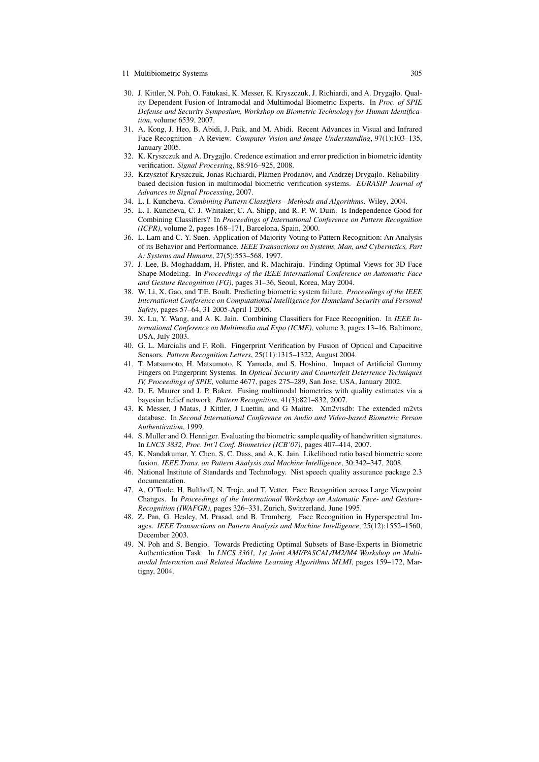30. J. Kittler, N. Poh, O. Fatukasi, K. Messer, K. Kryszczuk, J. Richiardi, and A. Drygajlo. Quality Dependent Fusion of Intramodal and Multimodal Biometric Experts. In *Proc. of SPIE Defense and Security Symposium, Workshop on Biometric Technology for Human Identification*, volume 6539, 2007.
31. A. Kong, J. Heo, B. Abidi, J. Paik, and M. Abidi. Recent Advances in Visual and Infrared Face Recognition - A Review. *Computer Vision and Image Understanding*, 97(1):103–135, January 2005.
32. K. Kryszczuk and A. Drygajlo. Credence estimation and error prediction in biometric identity verification. *Signal Processing*, 88:916–925, 2008.
33. Krzysztof Kryszczuk, Jonas Richiardi, Plamen Prodanov, and Andrzej Drygajlo. Reliability-based decision fusion in multimodal biometric verification systems. *EURASIP Journal of Advances in Signal Processing*, 2007.
34. L. I. Kuncheva. *Combining Pattern Classifiers - Methods and Algorithms*. Wiley, 2004.
35. L. I. Kuncheva, C. J. Whitaker, C. A. Shipp, and R. P. W. Duin. Is Independence Good for Combining Classifiers? In *Proceedings of International Conference on Pattern Recognition (ICPR)*, volume 2, pages 168–171, Barcelona, Spain, 2000.
36. L. Lam and C. Y. Suen. Application of Majority Voting to Pattern Recognition: An Analysis of its Behavior and Performance. *IEEE Transactions on Systems, Man, and Cybernetics, Part A: Systems and Humans*, 27(5):553–568, 1997.
37. J. Lee, B. Moghaddam, H. Pfister, and R. Machiraju. Finding Optimal Views for 3D Face Shape Modeling. In *Proceedings of the IEEE International Conference on Automatic Face and Gesture Recognition (FG)*, pages 31–36, Seoul, Korea, May 2004.
38. W. Li, X. Gao, and T.E. Boult. Predicting biometric system failure. *Proceedings of the IEEE International Conference on Computational Intelligence for Homeland Security and Personal Safety*, pages 57–64, 31 2005-April 1 2005.
39. X. Lu, Y. Wang, and A. K. Jain. Combining Classifiers for Face Recognition. In *IEEE International Conference on Multimedia and Expo (ICME)*, volume 3, pages 13–16, Baltimore, USA, July 2003.
40. G. L. Marcialis and F. Roli. Fingerprint Verification by Fusion of Optical and Capacitive Sensors. *Pattern Recognition Letters*, 25(11):1315–1322, August 2004.
41. T. Matsumoto, H. Matsumoto, K. Yamada, and S. Hoshino. Impact of Artificial Gummy Fingers on Fingerprint Systems. In *Optical Security and Counterfeit Deterrence Techniques IV, Proceedings of SPIE*, volume 4677, pages 275–289, San Jose, USA, January 2002.
42. D. E. Maurer and J. P. Baker. Fusing multimodal biometrics with quality estimates via a bayesian belief network. *Pattern Recognition*, 41(3):821–832, 2007.
43. K Messer, J Matas, J Kittler, J Luettin, and G Maitre. Xm2vtsdb: The extended m2vts database. In *Second International Conference on Audio and Video-based Biometric Person Authentication*, 1999.
44. S. Muller and O. Henniger. Evaluating the biometric sample quality of handwritten signatures. In *LNCS 3832, Proc. Int'l Conf. Biometrics (ICB'07)*, pages 407–414, 2007.
45. K. Nandakumar, Y. Chen, S. C. Dass, and A. K. Jain. Likelihood ratio based biometric score fusion. *IEEE Trans. on Pattern Analysis and Machine Intelligence*, 30:342–347, 2008.
46. National Institute of Standards and Technology. Nist speech quality assurance package 2.3 documentation.
47. A. O'Toole, H. Bulthoff, N. Troje, and T. Vetter. Face Recognition across Large Viewpoint Changes. In *Proceedings of the International Workshop on Automatic Face- and Gesture-Recognition (IWAFGR)*, pages 326–331, Zurich, Switzerland, June 1995.
48. Z. Pan, G. Healey, M. Prasad, and B. Tromberg. Face Recognition in Hyperspectral Images. *IEEE Transactions on Pattern Analysis and Machine Intelligence*, 25(12):1552–1560, December 2003.
49. N. Poh and S. Bengio. Towards Predicting Optimal Subsets of Base-Experts in Biometric Authentication Task. In *LNCS 3361, 1st Joint AMI/PASCAL/IM2/M4 Workshop on Multimodal Interaction and Related Machine Learning Algorithms MLMI*, pages 159–172, Martigny, 2004.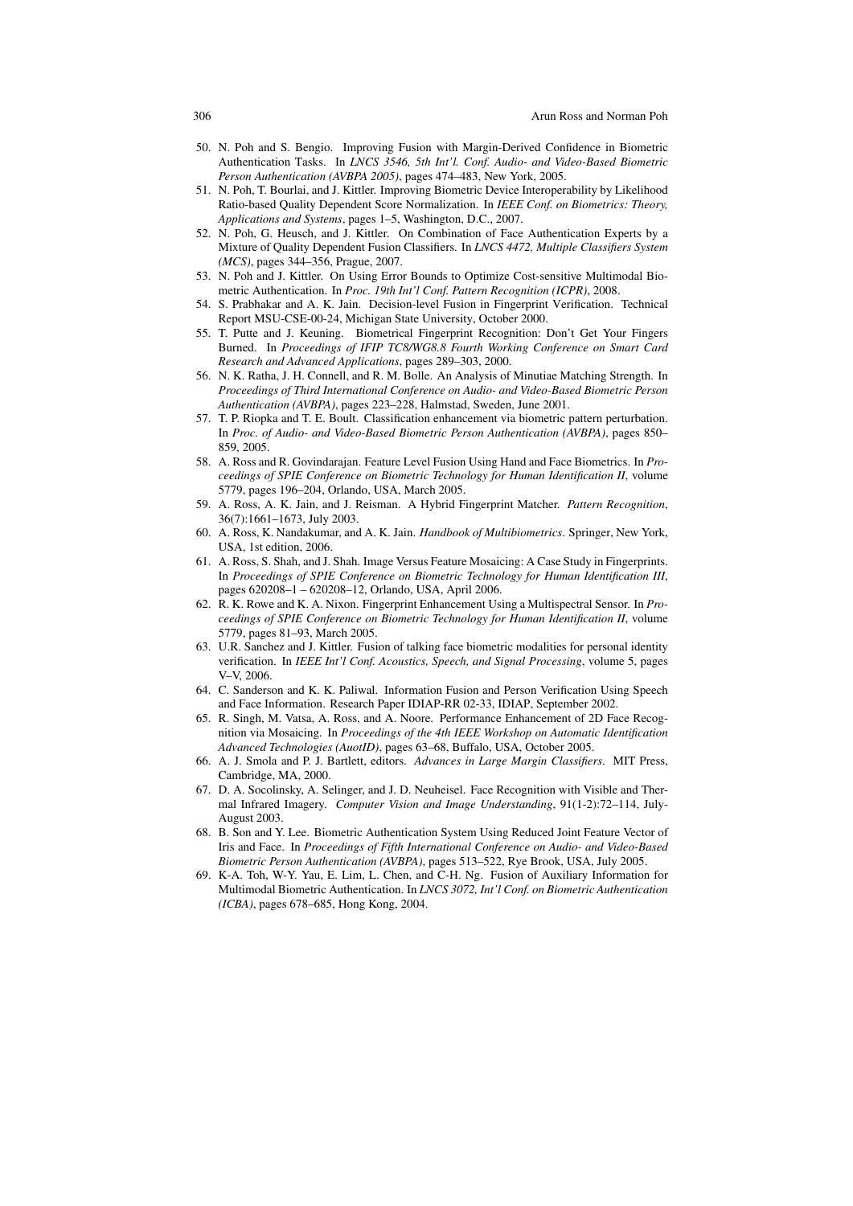50. N. Poh and S. Bengio. Improving Fusion with Margin-Derived Confidence in Biometric Authentication Tasks. In *LNCS 3546, 5th Int'l. Conf. Audio- and Video-Based Biometric Person Authentication (AVBPA 2005)*, pages 474–483, New York, 2005.
51. N. Poh, T. Bourlai, and J. Kittler. Improving Biometric Device Interoperability by Likelihood Ratio-based Quality Dependent Score Normalization. In *IEEE Conf. on Biometrics: Theory, Applications and Systems*, pages 1–5, Washington, D.C., 2007.
52. N. Poh, G. Heusch, and J. Kittler. On Combination of Face Authentication Experts by a Mixture of Quality Dependent Fusion Classifiers. In *LNCS 4472, Multiple Classifiers System (MCS)*, pages 344–356, Prague, 2007.
53. N. Poh and J. Kittler. On Using Error Bounds to Optimize Cost-sensitive Multimodal Biometric Authentication. In *Proc. 19th Int'l Conf. Pattern Recognition (ICPR)*, 2008.
54. S. Prabhakar and A. K. Jain. Decision-level Fusion in Fingerprint Verification. Technical Report MSU-CSE-00-24, Michigan State University, October 2000.
55. T. Putte and J. Keuning. Biometrical Fingerprint Recognition: Don't Get Your Fingers Burned. In *Proceedings of IFIP TC8/WG8.8 Fourth Working Conference on Smart Card Research and Advanced Applications*, pages 289–303, 2000.
56. N. K. Ratha, J. H. Connell, and R. M. Bolle. An Analysis of Minutiae Matching Strength. In *Proceedings of Third International Conference on Audio- and Video-Based Biometric Person Authentication (AVBPA)*, pages 223–228, Halmstad, Sweden, June 2001.
57. T. P. Riopka and T. E. Boult. Classification enhancement via biometric pattern perturbation. In *Proc. of Audio- and Video-Based Biometric Person Authentication (AVBPA)*, pages 850–859, 2005.
58. A. Ross and R. Govindarajan. Feature Level Fusion Using Hand and Face Biometrics. In *Proceedings of SPIE Conference on Biometric Technology for Human Identification II*, volume 5779, pages 196–204, Orlando, USA, March 2005.
59. A. Ross, A. K. Jain, and J. Reisman. A Hybrid Fingerprint Matcher. *Pattern Recognition*, 36(7):1661–1673, July 2003.
60. A. Ross, K. Nandakumar, and A. K. Jain. *Handbook of Multibiometrics*. Springer, New York, USA, 1st edition, 2006.
61. A. Ross, S. Shah, and J. Shah. Image Versus Feature Mosaicing: A Case Study in Fingerprints. In *Proceedings of SPIE Conference on Biometric Technology for Human Identification III*, pages 620208–1 – 620208–12, Orlando, USA, April 2006.
62. R. K. Rowe and K. A. Nixon. Fingerprint Enhancement Using a Multispectral Sensor. In *Proceedings of SPIE Conference on Biometric Technology for Human Identification II*, volume 5779, pages 81–93, March 2005.
63. U.R. Sanchez and J. Kittler. Fusion of talking face biometric modalities for personal identity verification. In *IEEE Int'l Conf. Acoustics, Speech, and Signal Processing*, volume 5, pages V–V, 2006.
64. C. Sanderson and K. K. Paliwal. Information Fusion and Person Verification Using Speech and Face Information. Research Paper IDIAP-RR 02-33, IDIAP, September 2002.
65. R. Singh, M. Vatsa, A. Ross, and A. Noore. Performance Enhancement of 2D Face Recognition via Mosaicing. In *Proceedings of the 4th IEEE Workshop on Automatic Identification Advanced Technologies (AuotID)*, pages 63–68, Buffalo, USA, October 2005.
66. A. J. Smola and P. J. Bartlett, editors. *Advances in Large Margin Classifiers*. MIT Press, Cambridge, MA, 2000.
67. D. A. Socolinsky, A. Selinger, and J. D. Neuheisel. Face Recognition with Visible and Thermal Infrared Imagery. *Computer Vision and Image Understanding*, 91(1-2):72–114, July-August 2003.
68. B. Son and Y. Lee. Biometric Authentication System Using Reduced Joint Feature Vector of Iris and Face. In *Proceedings of Fifth International Conference on Audio- and Video-Based Biometric Person Authentication (AVBPA)*, pages 513–522, Rye Brook, USA, July 2005.
69. K-A. Toh, W-Y. Yau, E. Lim, L. Chen, and C-H. Ng. Fusion of Auxiliary Information for Multimodal Biometric Authentication. In *LNCS 3072, Int'l Conf. on Biometric Authentication (ICBA)*, pages 678–685, Hong Kong, 2004.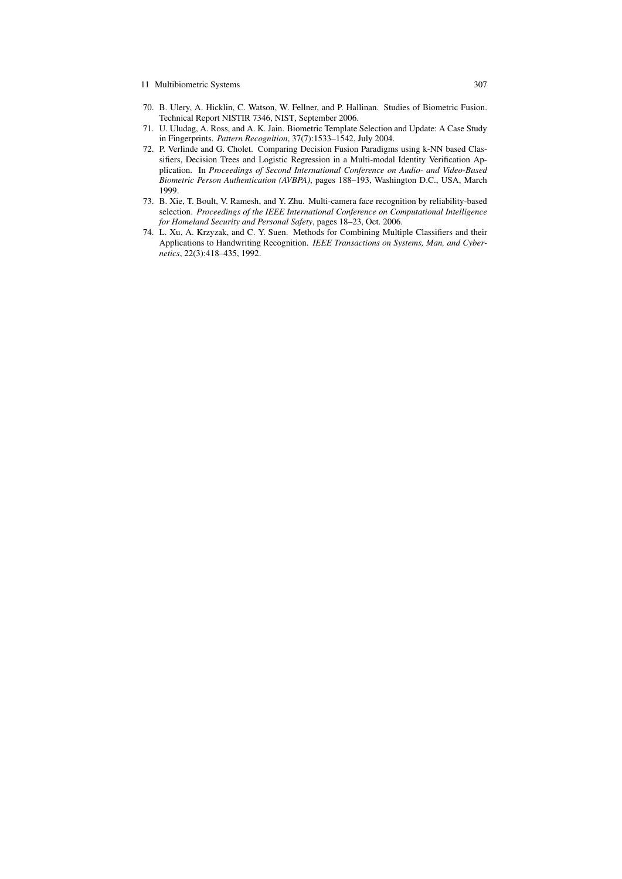70. B. Ulery, A. Hicklin, C. Watson, W. Fellner, and P. Hallinan. Studies of Biometric Fusion. Technical Report NISTIR 7346, NIST, September 2006.
71. U. Uludag, A. Ross, and A. K. Jain. Biometric Template Selection and Update: A Case Study in Fingerprints. *Pattern Recognition*, 37(7):1533–1542, July 2004.
72. P. Verlinde and G. Cholet. Comparing Decision Fusion Paradigms using k-NN based Classifiers, Decision Trees and Logistic Regression in a Multi-modal Identity Verification Application. In *Proceedings of Second International Conference on Audio- and Video-Based Biometric Person Authentication (AVBPA)*, pages 188–193, Washington D.C., USA, March 1999.
73. B. Xie, T. Boult, V. Ramesh, and Y. Zhu. Multi-camera face recognition by reliability-based selection. *Proceedings of the IEEE International Conference on Computational Intelligence for Homeland Security and Personal Safety*, pages 18–23, Oct. 2006.
74. L. Xu, A. Krzyzak, and C. Y. Suen. Methods for Combining Multiple Classifiers and their Applications to Handwriting Recognition. *IEEE Transactions on Systems, Man, and Cybernetics*, 22(3):418–435, 1992.